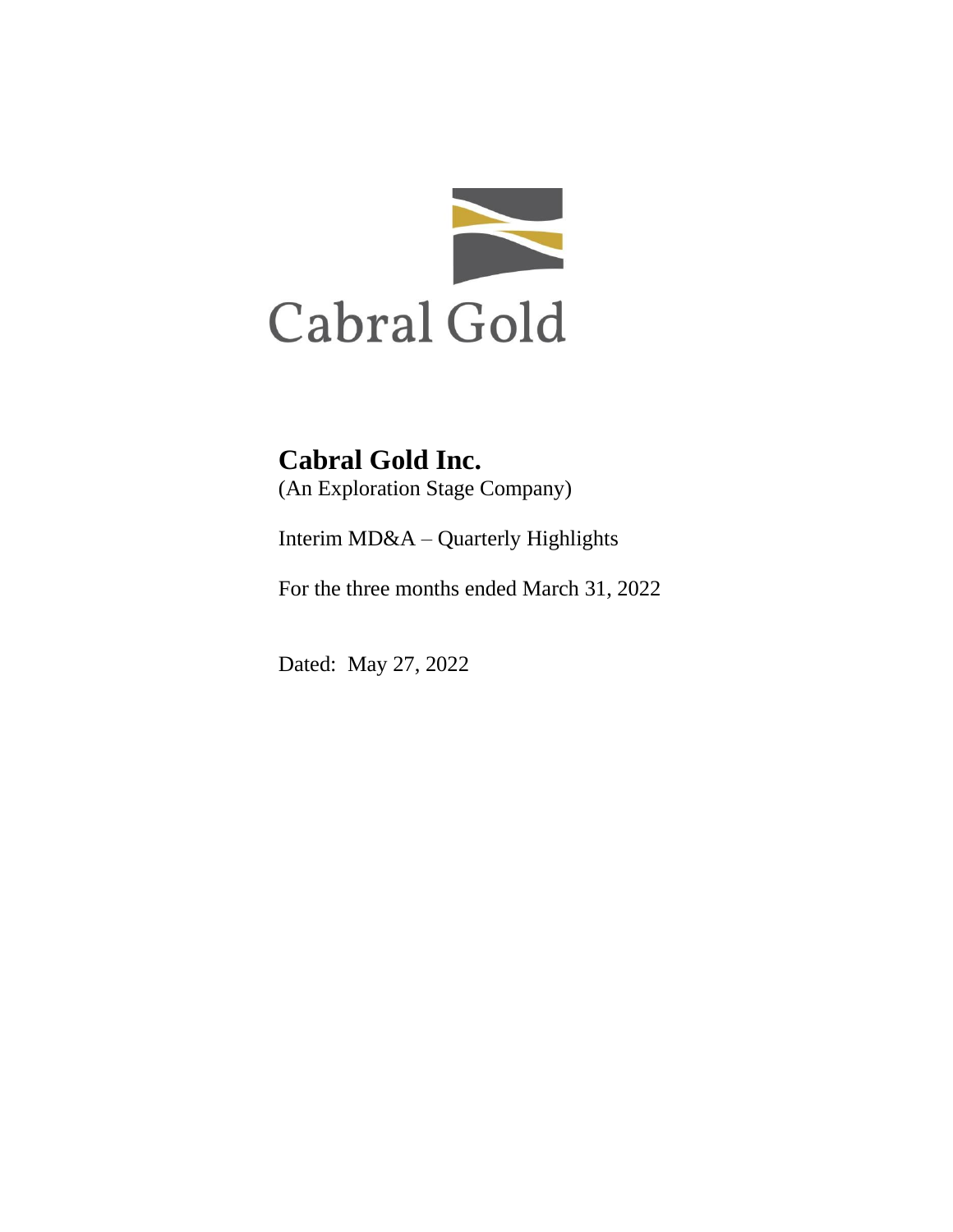Cabral Gold

# Cabral Gold Inc.

(An Exploration Stage Company)

Interim MD&A – Quarterly Highlights

For the three months ended March 31, 2022

Dated: May 27, 2022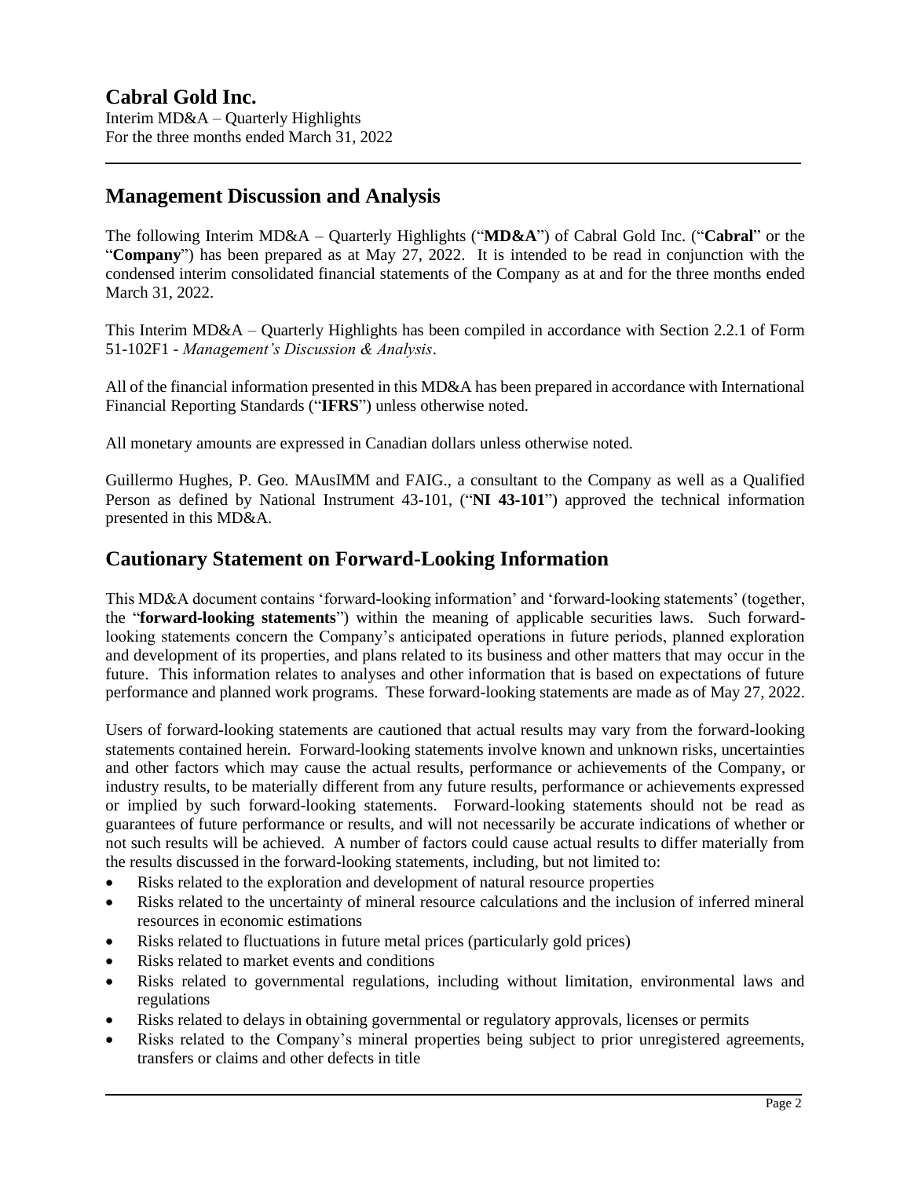# Cabral Gold Inc.

Interim MD&A – Quarterly Highlights
For the three months ended March 31, 2022

## Management Discussion and Analysis

The following Interim MD&A – Quarterly Highlights ("**MD&A**") of Cabral Gold Inc. ("**Cabral**" or the "**Company**") has been prepared as at May 27, 2022. It is intended to be read in conjunction with the condensed interim consolidated financial statements of the Company as at and for the three months ended March 31, 2022.

This Interim MD&A – Quarterly Highlights has been compiled in accordance with Section 2.2.1 of Form 51-102F1 - *Management's Discussion & Analysis*.

All of the financial information presented in this MD&A has been prepared in accordance with International Financial Reporting Standards ("**IFRS**") unless otherwise noted.

All monetary amounts are expressed in Canadian dollars unless otherwise noted.

Guillermo Hughes, P. Geo. MAusIMM and FAIG., a consultant to the Company as well as a Qualified Person as defined by National Instrument 43-101, ("**NI 43-101**") approved the technical information presented in this MD&A.

## Cautionary Statement on Forward-Looking Information

This MD&A document contains 'forward-looking information' and 'forward-looking statements' (together, the "**forward-looking statements**") within the meaning of applicable securities laws. Such forward-looking statements concern the Company's anticipated operations in future periods, planned exploration and development of its properties, and plans related to its business and other matters that may occur in the future. This information relates to analyses and other information that is based on expectations of future performance and planned work programs. These forward-looking statements are made as of May 27, 2022.

Users of forward-looking statements are cautioned that actual results may vary from the forward-looking statements contained herein. Forward-looking statements involve known and unknown risks, uncertainties and other factors which may cause the actual results, performance or achievements of the Company, or industry results, to be materially different from any future results, performance or achievements expressed or implied by such forward-looking statements. Forward-looking statements should not be read as guarantees of future performance or results, and will not necessarily be accurate indications of whether or not such results will be achieved. A number of factors could cause actual results to differ materially from the results discussed in the forward-looking statements, including, but not limited to:

- Risks related to the exploration and development of natural resource properties
- Risks related to the uncertainty of mineral resource calculations and the inclusion of inferred mineral resources in economic estimations
- Risks related to fluctuations in future metal prices (particularly gold prices)
- Risks related to market events and conditions
- Risks related to governmental regulations, including without limitation, environmental laws and regulations
- Risks related to delays in obtaining governmental or regulatory approvals, licenses or permits
- Risks related to the Company's mineral properties being subject to prior unregistered agreements, transfers or claims and other defects in title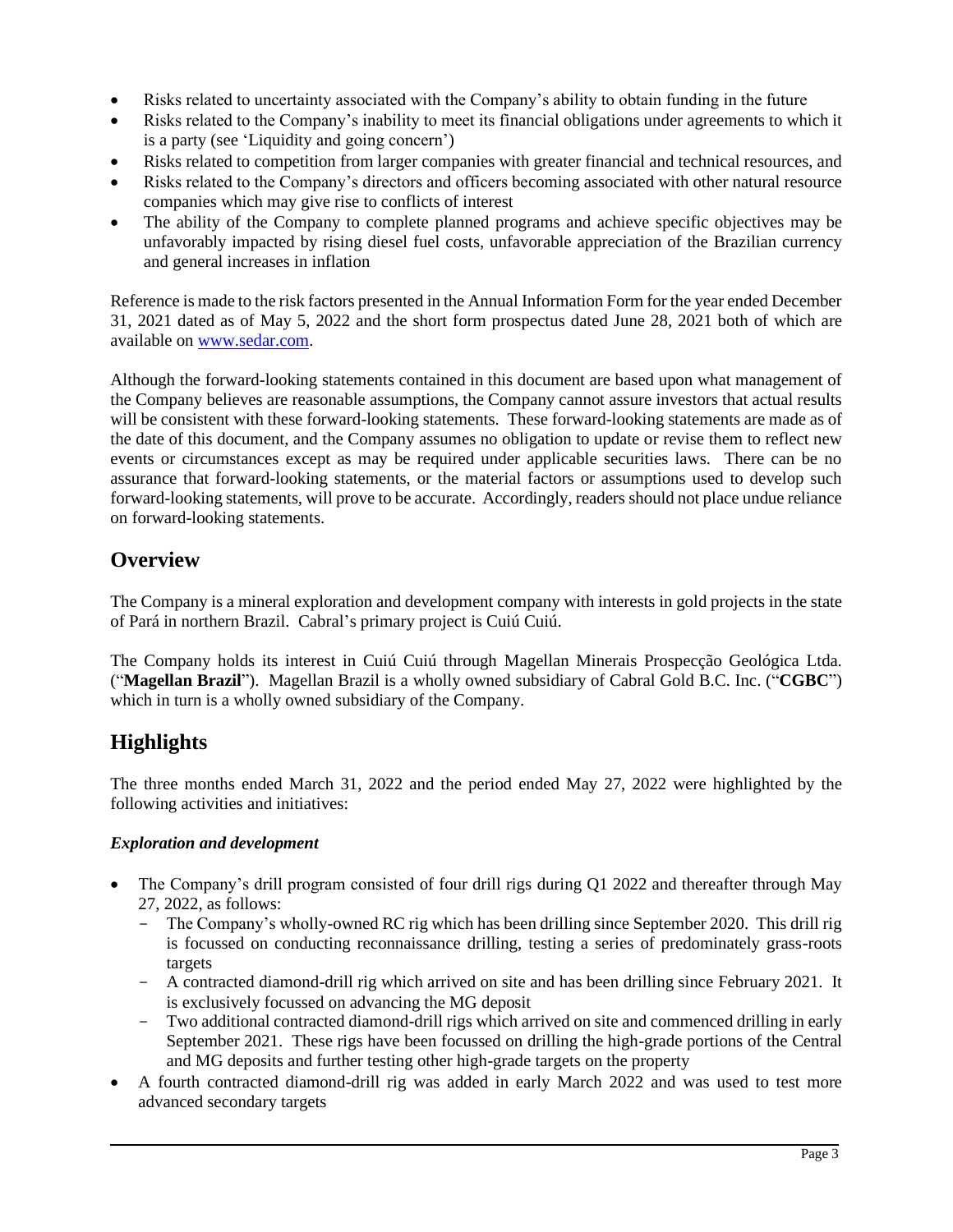- Risks related to uncertainty associated with the Company's ability to obtain funding in the future
- Risks related to the Company's inability to meet its financial obligations under agreements to which it is a party (see 'Liquidity and going concern')
- Risks related to competition from larger companies with greater financial and technical resources, and
- Risks related to the Company's directors and officers becoming associated with other natural resource companies which may give rise to conflicts of interest
- The ability of the Company to complete planned programs and achieve specific objectives may be unfavorably impacted by rising diesel fuel costs, unfavorable appreciation of the Brazilian currency and general increases in inflation

Reference is made to the risk factors presented in the Annual Information Form for the year ended December 31, 2021 dated as of May 5, 2022 and the short form prospectus dated June 28, 2021 both of which are available on [www.sedar.com](www.sedar.com).

Although the forward-looking statements contained in this document are based upon what management of the Company believes are reasonable assumptions, the Company cannot assure investors that actual results will be consistent with these forward-looking statements. These forward-looking statements are made as of the date of this document, and the Company assumes no obligation to update or revise them to reflect new events or circumstances except as may be required under applicable securities laws. There can be no assurance that forward-looking statements, or the material factors or assumptions used to develop such forward-looking statements, will prove to be accurate. Accordingly, readers should not place undue reliance on forward-looking statements.

## Overview

The Company is a mineral exploration and development company with interests in gold projects in the state of Pará in northern Brazil. Cabral's primary project is Cuiú Cuiú.

The Company holds its interest in Cuiú Cuiú through Magellan Minerais Prospecção Geológica Ltda. ("**Magellan Brazil**"). Magellan Brazil is a wholly owned subsidiary of Cabral Gold B.C. Inc. ("**CGBC**") which in turn is a wholly owned subsidiary of the Company.

## Highlights

The three months ended March 31, 2022 and the period ended May 27, 2022 were highlighted by the following activities and initiatives:

***Exploration and development***

- The Company's drill program consisted of four drill rigs during Q1 2022 and thereafter through May 27, 2022, as follows:
  - The Company's wholly-owned RC rig which has been drilling since September 2020. This drill rig is focussed on conducting reconnaissance drilling, testing a series of predominately grass-roots targets
  - A contracted diamond-drill rig which arrived on site and has been drilling since February 2021. It is exclusively focussed on advancing the MG deposit
  - Two additional contracted diamond-drill rigs which arrived on site and commenced drilling in early September 2021. These rigs have been focussed on drilling the high-grade portions of the Central and MG deposits and further testing other high-grade targets on the property
- A fourth contracted diamond-drill rig was added in early March 2022 and was used to test more advanced secondary targets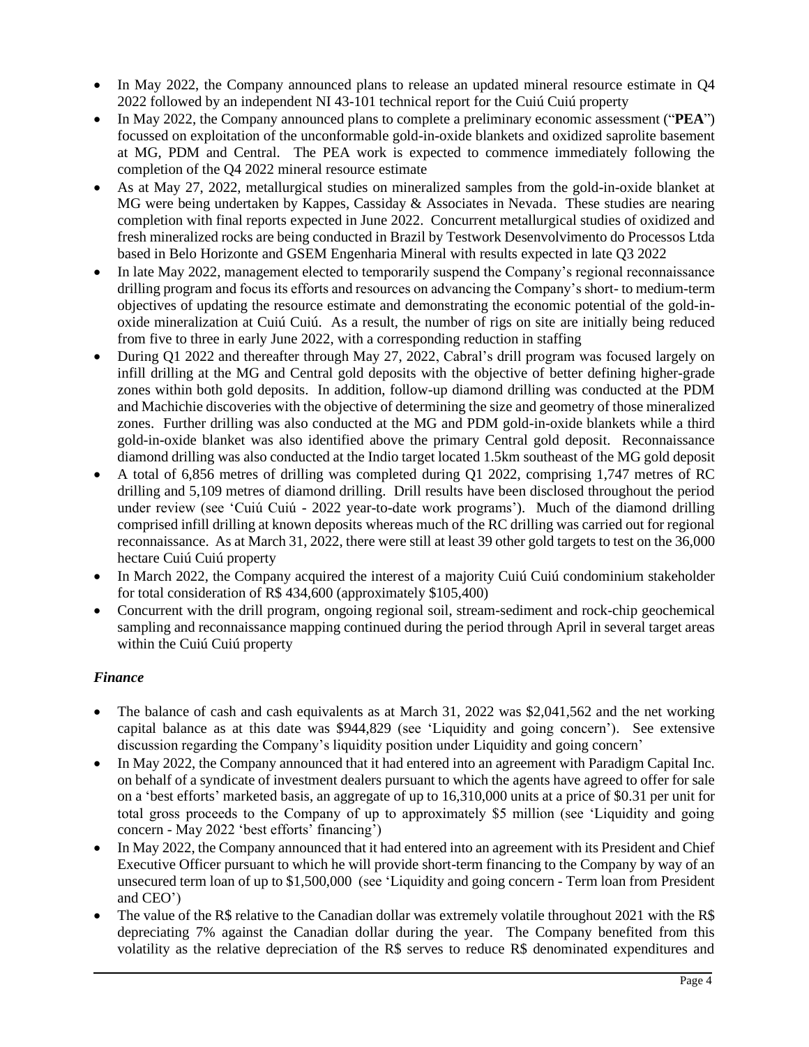- In May 2022, the Company announced plans to release an updated mineral resource estimate in Q4 2022 followed by an independent NI 43-101 technical report for the Cuiú Cuiú property
- In May 2022, the Company announced plans to complete a preliminary economic assessment ("**PEA**") focussed on exploitation of the unconformable gold-in-oxide blankets and oxidized saprolite basement at MG, PDM and Central. The PEA work is expected to commence immediately following the completion of the Q4 2022 mineral resource estimate
- As at May 27, 2022, metallurgical studies on mineralized samples from the gold-in-oxide blanket at MG were being undertaken by Kappes, Cassiday & Associates in Nevada. These studies are nearing completion with final reports expected in June 2022. Concurrent metallurgical studies of oxidized and fresh mineralized rocks are being conducted in Brazil by Testwork Desenvolvimento do Processos Ltda based in Belo Horizonte and GSEM Engenharia Mineral with results expected in late Q3 2022
- In late May 2022, management elected to temporarily suspend the Company's regional reconnaissance drilling program and focus its efforts and resources on advancing the Company's short- to medium-term objectives of updating the resource estimate and demonstrating the economic potential of the gold-in-oxide mineralization at Cuiú Cuiú. As a result, the number of rigs on site are initially being reduced from five to three in early June 2022, with a corresponding reduction in staffing
- During Q1 2022 and thereafter through May 27, 2022, Cabral's drill program was focused largely on infill drilling at the MG and Central gold deposits with the objective of better defining higher-grade zones within both gold deposits. In addition, follow-up diamond drilling was conducted at the PDM and Machichie discoveries with the objective of determining the size and geometry of those mineralized zones. Further drilling was also conducted at the MG and PDM gold-in-oxide blankets while a third gold-in-oxide blanket was also identified above the primary Central gold deposit. Reconnaissance diamond drilling was also conducted at the Indio target located 1.5km southeast of the MG gold deposit
- A total of 6,856 metres of drilling was completed during Q1 2022, comprising 1,747 metres of RC drilling and 5,109 metres of diamond drilling. Drill results have been disclosed throughout the period under review (see 'Cuiú Cuiú - 2022 year-to-date work programs'). Much of the diamond drilling comprised infill drilling at known deposits whereas much of the RC drilling was carried out for regional reconnaissance. As at March 31, 2022, there were still at least 39 other gold targets to test on the 36,000 hectare Cuiú Cuiú property
- In March 2022, the Company acquired the interest of a majority Cuiú Cuiú condominium stakeholder for total consideration of R$ 434,600 (approximately $105,400)
- Concurrent with the drill program, ongoing regional soil, stream-sediment and rock-chip geochemical sampling and reconnaissance mapping continued during the period through April in several target areas within the Cuiú Cuiú property

### *Finance*

- The balance of cash and cash equivalents as at March 31, 2022 was $2,041,562 and the net working capital balance as at this date was $944,829 (see 'Liquidity and going concern'). See extensive discussion regarding the Company's liquidity position under Liquidity and going concern'
- In May 2022, the Company announced that it had entered into an agreement with Paradigm Capital Inc. on behalf of a syndicate of investment dealers pursuant to which the agents have agreed to offer for sale on a 'best efforts' marketed basis, an aggregate of up to 16,310,000 units at a price of $0.31 per unit for total gross proceeds to the Company of up to approximately $5 million (see 'Liquidity and going concern - May 2022 'best efforts' financing')
- In May 2022, the Company announced that it had entered into an agreement with its President and Chief Executive Officer pursuant to which he will provide short-term financing to the Company by way of an unsecured term loan of up to $1,500,000 (see 'Liquidity and going concern - Term loan from President and CEO')
- The value of the R$ relative to the Canadian dollar was extremely volatile throughout 2021 with the R$ depreciating 7% against the Canadian dollar during the year. The Company benefited from this volatility as the relative depreciation of the R$ serves to reduce R$ denominated expenditures and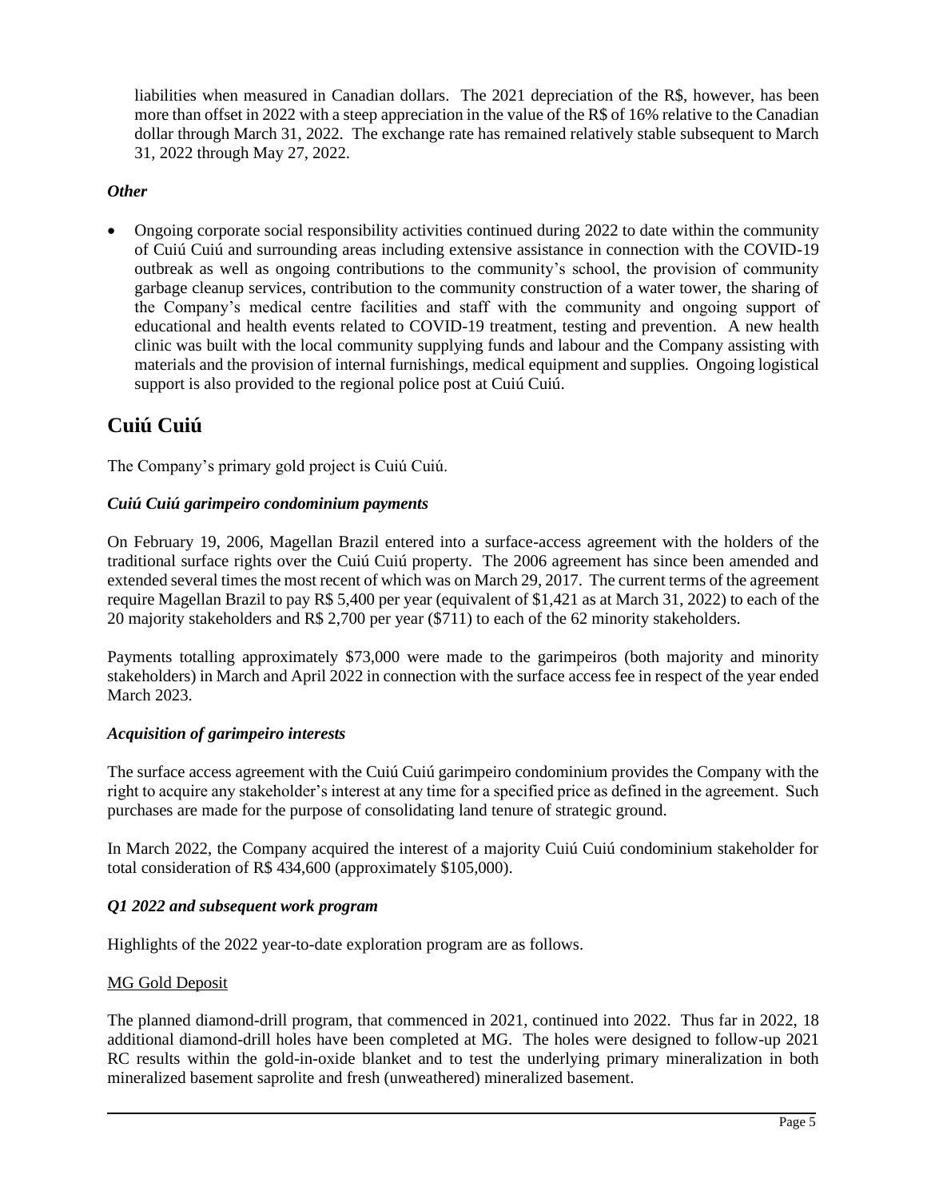liabilities when measured in Canadian dollars. The 2021 depreciation of the R$, however, has been more than offset in 2022 with a steep appreciation in the value of the R$ of 16% relative to the Canadian dollar through March 31, 2022. The exchange rate has remained relatively stable subsequent to March 31, 2022 through May 27, 2022.

### *Other*

- Ongoing corporate social responsibility activities continued during 2022 to date within the community of Cuiú Cuiú and surrounding areas including extensive assistance in connection with the COVID-19 outbreak as well as ongoing contributions to the community's school, the provision of community garbage cleanup services, contribution to the community construction of a water tower, the sharing of the Company's medical centre facilities and staff with the community and ongoing support of educational and health events related to COVID-19 treatment, testing and prevention. A new health clinic was built with the local community supplying funds and labour and the Company assisting with materials and the provision of internal furnishings, medical equipment and supplies. Ongoing logistical support is also provided to the regional police post at Cuiú Cuiú.

## Cuiú Cuiú

The Company's primary gold project is Cuiú Cuiú.

### *Cuiú Cuiú garimpeiro condominium payments*

On February 19, 2006, Magellan Brazil entered into a surface-access agreement with the holders of the traditional surface rights over the Cuiú Cuiú property. The 2006 agreement has since been amended and extended several times the most recent of which was on March 29, 2017. The current terms of the agreement require Magellan Brazil to pay R$ 5,400 per year (equivalent of $1,421 as at March 31, 2022) to each of the 20 majority stakeholders and R$ 2,700 per year ($711) to each of the 62 minority stakeholders.

Payments totalling approximately $73,000 were made to the garimpeiros (both majority and minority stakeholders) in March and April 2022 in connection with the surface access fee in respect of the year ended March 2023.

### *Acquisition of garimpeiro interests*

The surface access agreement with the Cuiú Cuiú garimpeiro condominium provides the Company with the right to acquire any stakeholder's interest at any time for a specified price as defined in the agreement. Such purchases are made for the purpose of consolidating land tenure of strategic ground.

In March 2022, the Company acquired the interest of a majority Cuiú Cuiú condominium stakeholder for total consideration of R$ 434,600 (approximately $105,000).

### *Q1 2022 and subsequent work program*

Highlights of the 2022 year-to-date exploration program are as follows.

<u>MG Gold Deposit</u>

The planned diamond-drill program, that commenced in 2021, continued into 2022. Thus far in 2022, 18 additional diamond-drill holes have been completed at MG. The holes were designed to follow-up 2021 RC results within the gold-in-oxide blanket and to test the underlying primary mineralization in both mineralized basement saprolite and fresh (unweathered) mineralized basement.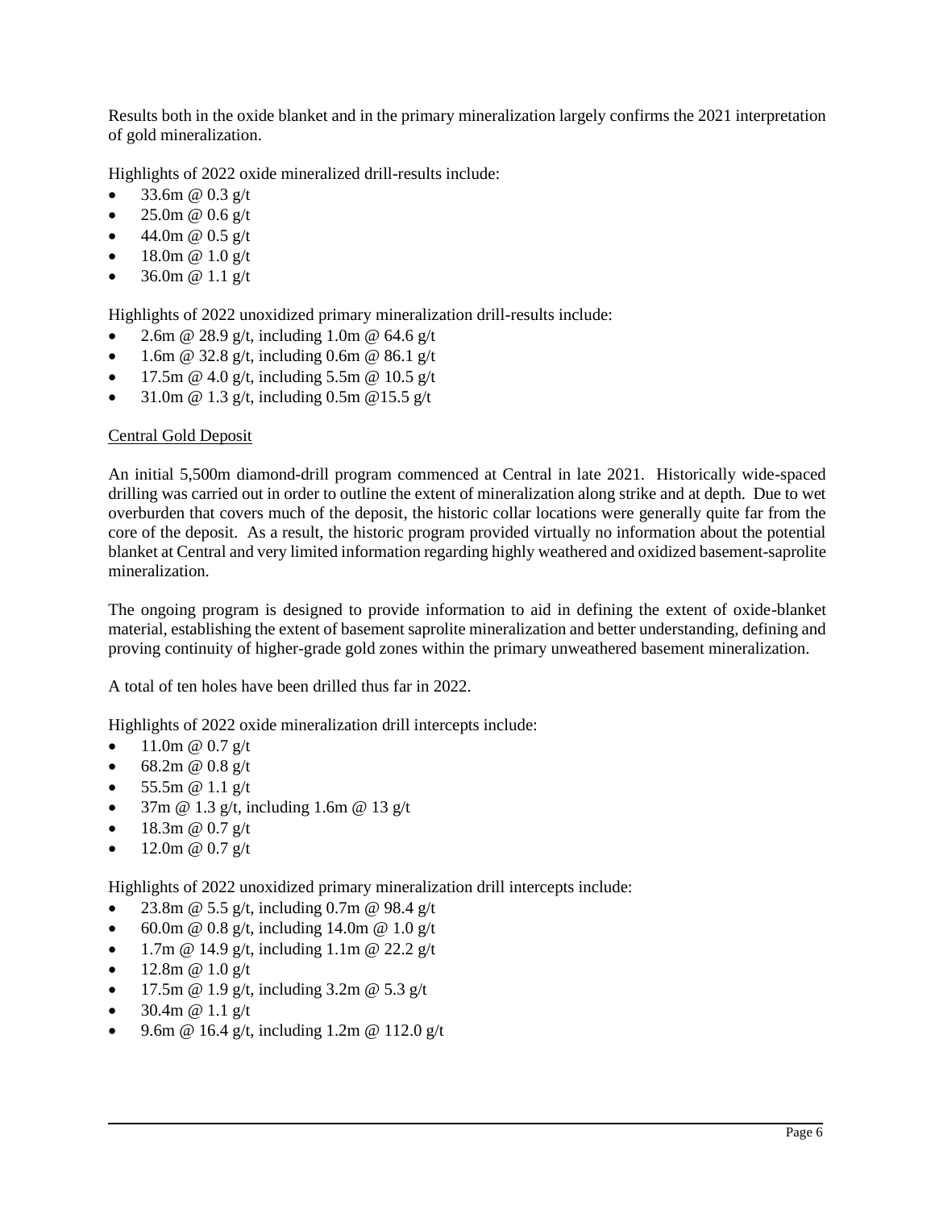Results both in the oxide blanket and in the primary mineralization largely confirms the 2021 interpretation of gold mineralization.

Highlights of 2022 oxide mineralized drill-results include:

- 33.6m @ 0.3 g/t
- 25.0m @ 0.6 g/t
- 44.0m @ 0.5 g/t
- 18.0m @ 1.0 g/t
- 36.0m @ 1.1 g/t

Highlights of 2022 unoxidized primary mineralization drill-results include:

- 2.6m @ 28.9 g/t, including 1.0m @ 64.6 g/t
- 1.6m @ 32.8 g/t, including 0.6m @ 86.1 g/t
- 17.5m @ 4.0 g/t, including 5.5m @ 10.5 g/t
- 31.0m @ 1.3 g/t, including 0.5m @15.5 g/t

<u>Central Gold Deposit</u>

An initial 5,500m diamond-drill program commenced at Central in late 2021. Historically wide-spaced drilling was carried out in order to outline the extent of mineralization along strike and at depth. Due to wet overburden that covers much of the deposit, the historic collar locations were generally quite far from the core of the deposit. As a result, the historic program provided virtually no information about the potential blanket at Central and very limited information regarding highly weathered and oxidized basement-saprolite mineralization.

The ongoing program is designed to provide information to aid in defining the extent of oxide-blanket material, establishing the extent of basement saprolite mineralization and better understanding, defining and proving continuity of higher-grade gold zones within the primary unweathered basement mineralization.

A total of ten holes have been drilled thus far in 2022.

Highlights of 2022 oxide mineralization drill intercepts include:

- 11.0m @ 0.7 g/t
- 68.2m @ 0.8 g/t
- 55.5m @ 1.1 g/t
- 37m @ 1.3 g/t, including 1.6m @ 13 g/t
- 18.3m @ 0.7 g/t
- 12.0m @ 0.7 g/t

Highlights of 2022 unoxidized primary mineralization drill intercepts include:

- 23.8m @ 5.5 g/t, including 0.7m @ 98.4 g/t
- 60.0m @ 0.8 g/t, including 14.0m @ 1.0 g/t
- 1.7m @ 14.9 g/t, including 1.1m @ 22.2 g/t
- 12.8m @ 1.0 g/t
- 17.5m @ 1.9 g/t, including 3.2m @ 5.3 g/t
- 30.4m @ 1.1 g/t
- 9.6m @ 16.4 g/t, including 1.2m @ 112.0 g/t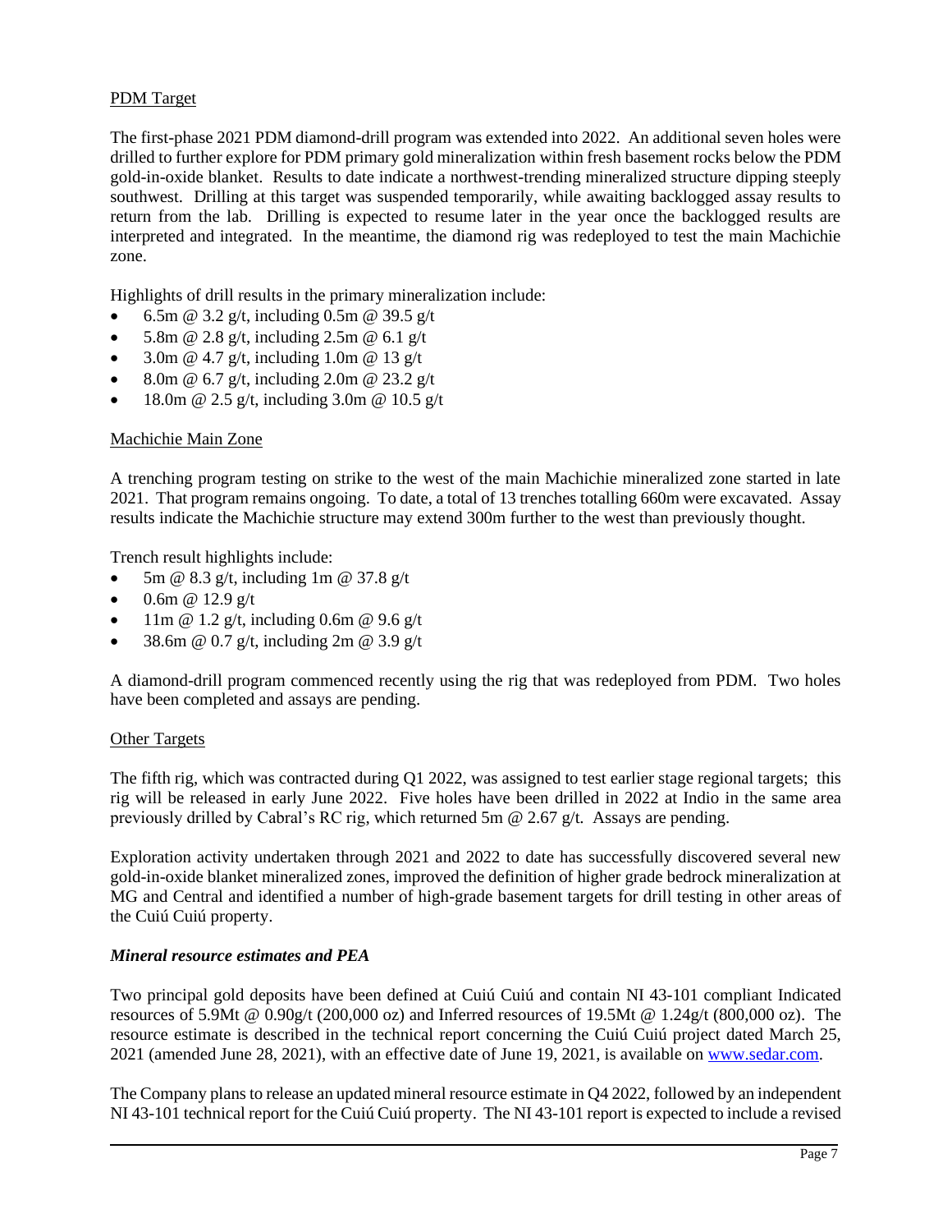PDM Target

The first-phase 2021 PDM diamond-drill program was extended into 2022. An additional seven holes were drilled to further explore for PDM primary gold mineralization within fresh basement rocks below the PDM gold-in-oxide blanket. Results to date indicate a northwest-trending mineralized structure dipping steeply southwest. Drilling at this target was suspended temporarily, while awaiting backlogged assay results to return from the lab. Drilling is expected to resume later in the year once the backlogged results are interpreted and integrated. In the meantime, the diamond rig was redeployed to test the main Machichie zone.

Highlights of drill results in the primary mineralization include:

- 6.5m @ 3.2 g/t, including 0.5m @ 39.5 g/t
- 5.8m @ 2.8 g/t, including 2.5m @ 6.1 g/t
- 3.0m @ 4.7 g/t, including 1.0m @ 13 g/t
- 8.0m @ 6.7 g/t, including 2.0m @ 23.2 g/t
- 18.0m @ 2.5 g/t, including 3.0m @ 10.5 g/t

Machichie Main Zone

A trenching program testing on strike to the west of the main Machichie mineralized zone started in late 2021. That program remains ongoing. To date, a total of 13 trenches totalling 660m were excavated. Assay results indicate the Machichie structure may extend 300m further to the west than previously thought.

Trench result highlights include:

- 5m @ 8.3 g/t, including 1m @ 37.8 g/t
- 0.6m @ 12.9 g/t
- 11m @ 1.2 g/t, including 0.6m @ 9.6 g/t
- 38.6m @ 0.7 g/t, including 2m @ 3.9 g/t

A diamond-drill program commenced recently using the rig that was redeployed from PDM. Two holes have been completed and assays are pending.

Other Targets

The fifth rig, which was contracted during Q1 2022, was assigned to test earlier stage regional targets; this rig will be released in early June 2022. Five holes have been drilled in 2022 at Indio in the same area previously drilled by Cabral's RC rig, which returned 5m @ 2.67 g/t. Assays are pending.

Exploration activity undertaken through 2021 and 2022 to date has successfully discovered several new gold-in-oxide blanket mineralized zones, improved the definition of higher grade bedrock mineralization at MG and Central and identified a number of high-grade basement targets for drill testing in other areas of the Cuiú Cuiú property.

### *Mineral resource estimates and PEA*

Two principal gold deposits have been defined at Cuiú Cuiú and contain NI 43-101 compliant Indicated resources of 5.9Mt @ 0.90g/t (200,000 oz) and Inferred resources of 19.5Mt @ 1.24g/t (800,000 oz). The resource estimate is described in the technical report concerning the Cuiú Cuiú project dated March 25, 2021 (amended June 28, 2021), with an effective date of June 19, 2021, is available on www.sedar.com.

The Company plans to release an updated mineral resource estimate in Q4 2022, followed by an independent NI 43-101 technical report for the Cuiú Cuiú property. The NI 43-101 report is expected to include a revised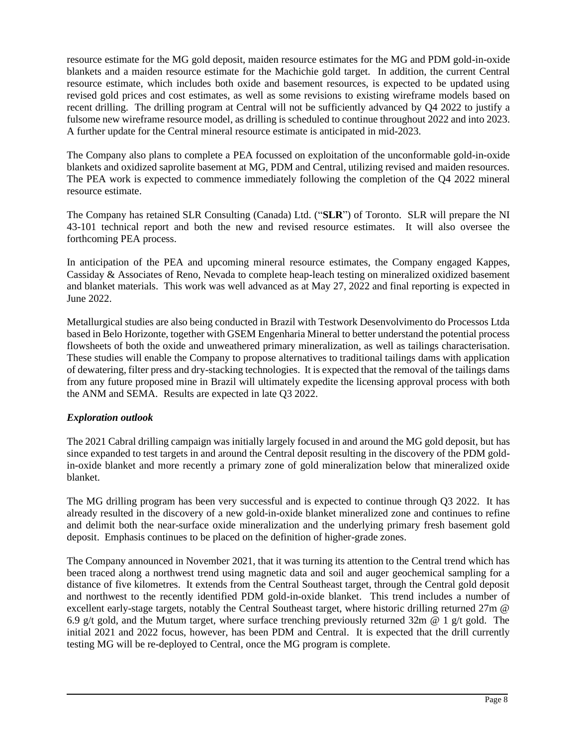resource estimate for the MG gold deposit, maiden resource estimates for the MG and PDM gold-in-oxide blankets and a maiden resource estimate for the Machichie gold target. In addition, the current Central resource estimate, which includes both oxide and basement resources, is expected to be updated using revised gold prices and cost estimates, as well as some revisions to existing wireframe models based on recent drilling. The drilling program at Central will not be sufficiently advanced by Q4 2022 to justify a fulsome new wireframe resource model, as drilling is scheduled to continue throughout 2022 and into 2023. A further update for the Central mineral resource estimate is anticipated in mid-2023.

The Company also plans to complete a PEA focussed on exploitation of the unconformable gold-in-oxide blankets and oxidized saprolite basement at MG, PDM and Central, utilizing revised and maiden resources. The PEA work is expected to commence immediately following the completion of the Q4 2022 mineral resource estimate.

The Company has retained SLR Consulting (Canada) Ltd. ("**SLR**") of Toronto. SLR will prepare the NI 43-101 technical report and both the new and revised resource estimates. It will also oversee the forthcoming PEA process.

In anticipation of the PEA and upcoming mineral resource estimates, the Company engaged Kappes, Cassiday & Associates of Reno, Nevada to complete heap-leach testing on mineralized oxidized basement and blanket materials. This work was well advanced as at May 27, 2022 and final reporting is expected in June 2022.

Metallurgical studies are also being conducted in Brazil with Testwork Desenvolvimento do Processos Ltda based in Belo Horizonte, together with GSEM Engenharia Mineral to better understand the potential process flowsheets of both the oxide and unweathered primary mineralization, as well as tailings characterisation. These studies will enable the Company to propose alternatives to traditional tailings dams with application of dewatering, filter press and dry-stacking technologies. It is expected that the removal of the tailings dams from any future proposed mine in Brazil will ultimately expedite the licensing approval process with both the ANM and SEMA. Results are expected in late Q3 2022.

### *Exploration outlook*

The 2021 Cabral drilling campaign was initially largely focused in and around the MG gold deposit, but has since expanded to test targets in and around the Central deposit resulting in the discovery of the PDM gold-in-oxide blanket and more recently a primary zone of gold mineralization below that mineralized oxide blanket.

The MG drilling program has been very successful and is expected to continue through Q3 2022. It has already resulted in the discovery of a new gold-in-oxide blanket mineralized zone and continues to refine and delimit both the near-surface oxide mineralization and the underlying primary fresh basement gold deposit. Emphasis continues to be placed on the definition of higher-grade zones.

The Company announced in November 2021, that it was turning its attention to the Central trend which has been traced along a northwest trend using magnetic data and soil and auger geochemical sampling for a distance of five kilometres. It extends from the Central Southeast target, through the Central gold deposit and northwest to the recently identified PDM gold-in-oxide blanket. This trend includes a number of excellent early-stage targets, notably the Central Southeast target, where historic drilling returned 27m @ 6.9 g/t gold, and the Mutum target, where surface trenching previously returned 32m @ 1 g/t gold. The initial 2021 and 2022 focus, however, has been PDM and Central. It is expected that the drill currently testing MG will be re-deployed to Central, once the MG program is complete.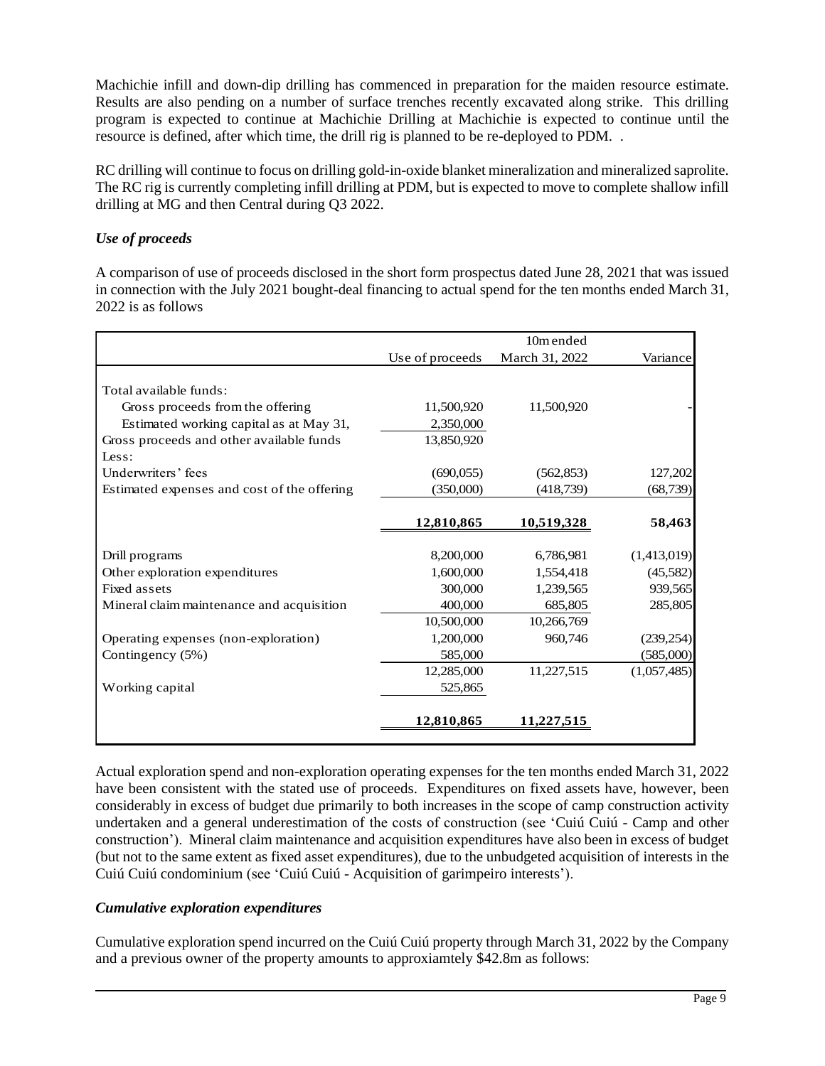Machichie infill and down-dip drilling has commenced in preparation for the maiden resource estimate. Results are also pending on a number of surface trenches recently excavated along strike. This drilling program is expected to continue at Machichie Drilling at Machichie is expected to continue until the resource is defined, after which time, the drill rig is planned to be re-deployed to PDM. .

RC drilling will continue to focus on drilling gold-in-oxide blanket mineralization and mineralized saprolite. The RC rig is currently completing infill drilling at PDM, but is expected to move to complete shallow infill drilling at MG and then Central during Q3 2022.

### *Use of proceeds*

A comparison of use of proceeds disclosed in the short form prospectus dated June 28, 2021 that was issued in connection with the July 2021 bought-deal financing to actual spend for the ten months ended March 31, 2022 is as follows

| | Use of proceeds | 10m ended March 31, 2022 | Variance |
|---|---|---|---|
| Total available funds: | | | |
| Gross proceeds from the offering | 11,500,920 | 11,500,920 | - |
| Estimated working capital as at May 31, | 2,350,000 | | |
| Gross proceeds and other available funds | 13,850,920 | | |
| Less: | | | |
| Underwriters' fees | (690,055) | (562,853) | 127,202 |
| Estimated expenses and cost of the offering | (350,000) | (418,739) | (68,739) |
| | **12,810,865** | **10,519,328** | **58,463** |
| Drill programs | 8,200,000 | 6,786,981 | (1,413,019) |
| Other exploration expenditures | 1,600,000 | 1,554,418 | (45,582) |
| Fixed assets | 300,000 | 1,239,565 | 939,565 |
| Mineral claim maintenance and acquisition | 400,000 | 685,805 | 285,805 |
| | 10,500,000 | 10,266,769 | |
| Operating expenses (non-exploration) | 1,200,000 | 960,746 | (239,254) |
| Contingency (5%) | 585,000 | | (585,000) |
| | 12,285,000 | 11,227,515 | (1,057,485) |
| Working capital | 525,865 | | |
| | **12,810,865** | **11,227,515** | |

Actual exploration spend and non-exploration operating expenses for the ten months ended March 31, 2022 have been consistent with the stated use of proceeds. Expenditures on fixed assets have, however, been considerably in excess of budget due primarily to both increases in the scope of camp construction activity undertaken and a general underestimation of the costs of construction (see 'Cuiú Cuiú - Camp and other construction'). Mineral claim maintenance and acquisition expenditures have also been in excess of budget (but not to the same extent as fixed asset expenditures), due to the unbudgeted acquisition of interests in the Cuiú Cuiú condominium (see 'Cuiú Cuiú - Acquisition of garimpeiro interests').

### *Cumulative exploration expenditures*

Cumulative exploration spend incurred on the Cuiú Cuiú property through March 31, 2022 by the Company and a previous owner of the property amounts to approxiamtely $42.8m as follows: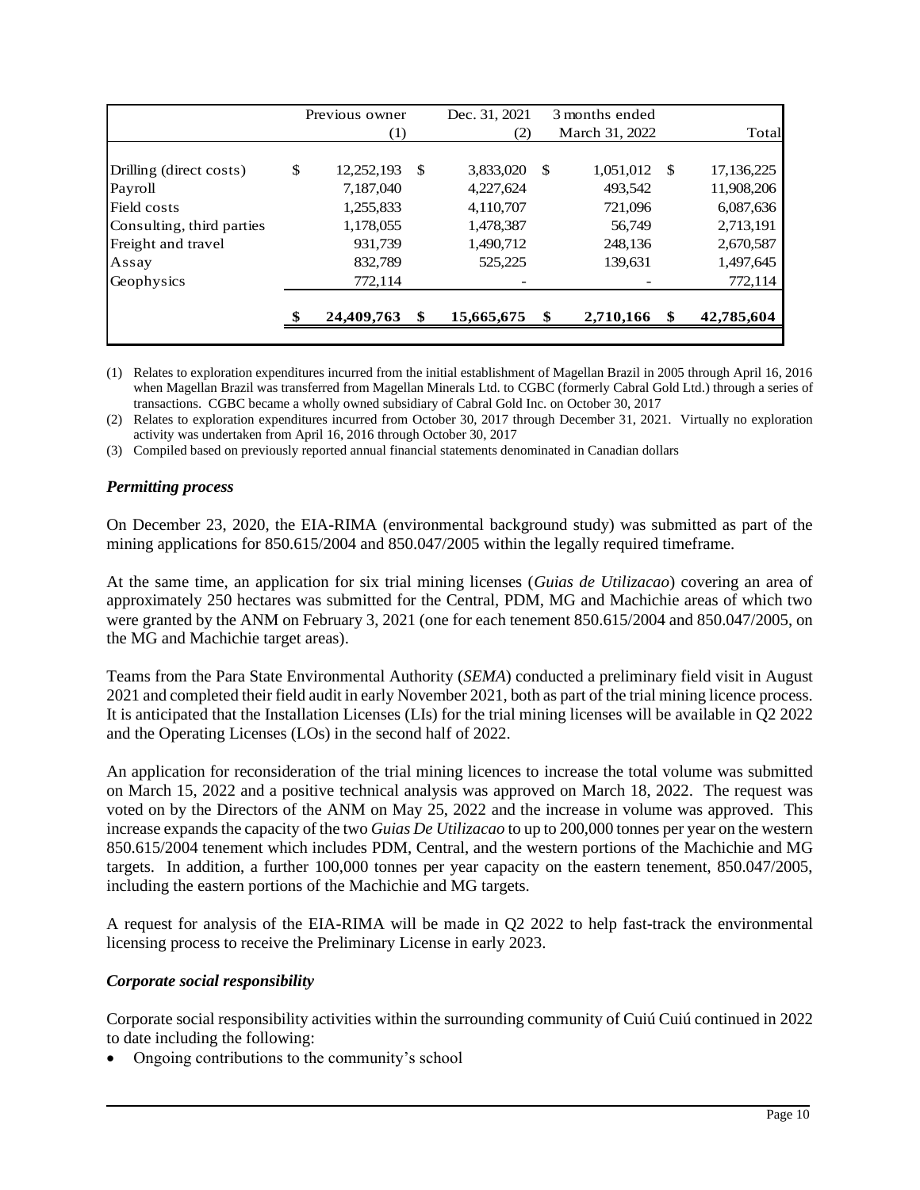| | Previous owner (1) | Dec. 31, 2021 (2) | 3 months ended March 31, 2022 | Total |
|---|---|---|---|---|
| Drilling (direct costs) | $ 12,252,193 | $ 3,833,020 | $ 1,051,012 | $ 17,136,225 |
| Payroll | 7,187,040 | 4,227,624 | 493,542 | 11,908,206 |
| Field costs | 1,255,833 | 4,110,707 | 721,096 | 6,087,636 |
| Consulting, third parties | 1,178,055 | 1,478,387 | 56,749 | 2,713,191 |
| Freight and travel | 931,739 | 1,490,712 | 248,136 | 2,670,587 |
| Assay | 832,789 | 525,225 | 139,631 | 1,497,645 |
| Geophysics | 772,114 | - | - | 772,114 |
| | **$ 24,409,763** | **$ 15,665,675** | **$ 2,710,166** | **$ 42,785,604** |

(1) Relates to exploration expenditures incurred from the initial establishment of Magellan Brazil in 2005 through April 16, 2016 when Magellan Brazil was transferred from Magellan Minerals Ltd. to CGBC (formerly Cabral Gold Ltd.) through a series of transactions. CGBC became a wholly owned subsidiary of Cabral Gold Inc. on October 30, 2017

(2) Relates to exploration expenditures incurred from October 30, 2017 through December 31, 2021. Virtually no exploration activity was undertaken from April 16, 2016 through October 30, 2017

(3) Compiled based on previously reported annual financial statements denominated in Canadian dollars

### *Permitting process*

On December 23, 2020, the EIA-RIMA (environmental background study) was submitted as part of the mining applications for 850.615/2004 and 850.047/2005 within the legally required timeframe.

At the same time, an application for six trial mining licenses (*Guias de Utilizacao*) covering an area of approximately 250 hectares was submitted for the Central, PDM, MG and Machichie areas of which two were granted by the ANM on February 3, 2021 (one for each tenement 850.615/2004 and 850.047/2005, on the MG and Machichie target areas).

Teams from the Para State Environmental Authority (*SEMA*) conducted a preliminary field visit in August 2021 and completed their field audit in early November 2021, both as part of the trial mining licence process. It is anticipated that the Installation Licenses (LIs) for the trial mining licenses will be available in Q2 2022 and the Operating Licenses (LOs) in the second half of 2022.

An application for reconsideration of the trial mining licences to increase the total volume was submitted on March 15, 2022 and a positive technical analysis was approved on March 18, 2022. The request was voted on by the Directors of the ANM on May 25, 2022 and the increase in volume was approved. This increase expands the capacity of the two *Guias De Utilizacao* to up to 200,000 tonnes per year on the western 850.615/2004 tenement which includes PDM, Central, and the western portions of the Machichie and MG targets. In addition, a further 100,000 tonnes per year capacity on the eastern tenement, 850.047/2005, including the eastern portions of the Machichie and MG targets.

A request for analysis of the EIA-RIMA will be made in Q2 2022 to help fast-track the environmental licensing process to receive the Preliminary License in early 2023.

### *Corporate social responsibility*

Corporate social responsibility activities within the surrounding community of Cuiú Cuiú continued in 2022 to date including the following:

- Ongoing contributions to the community's school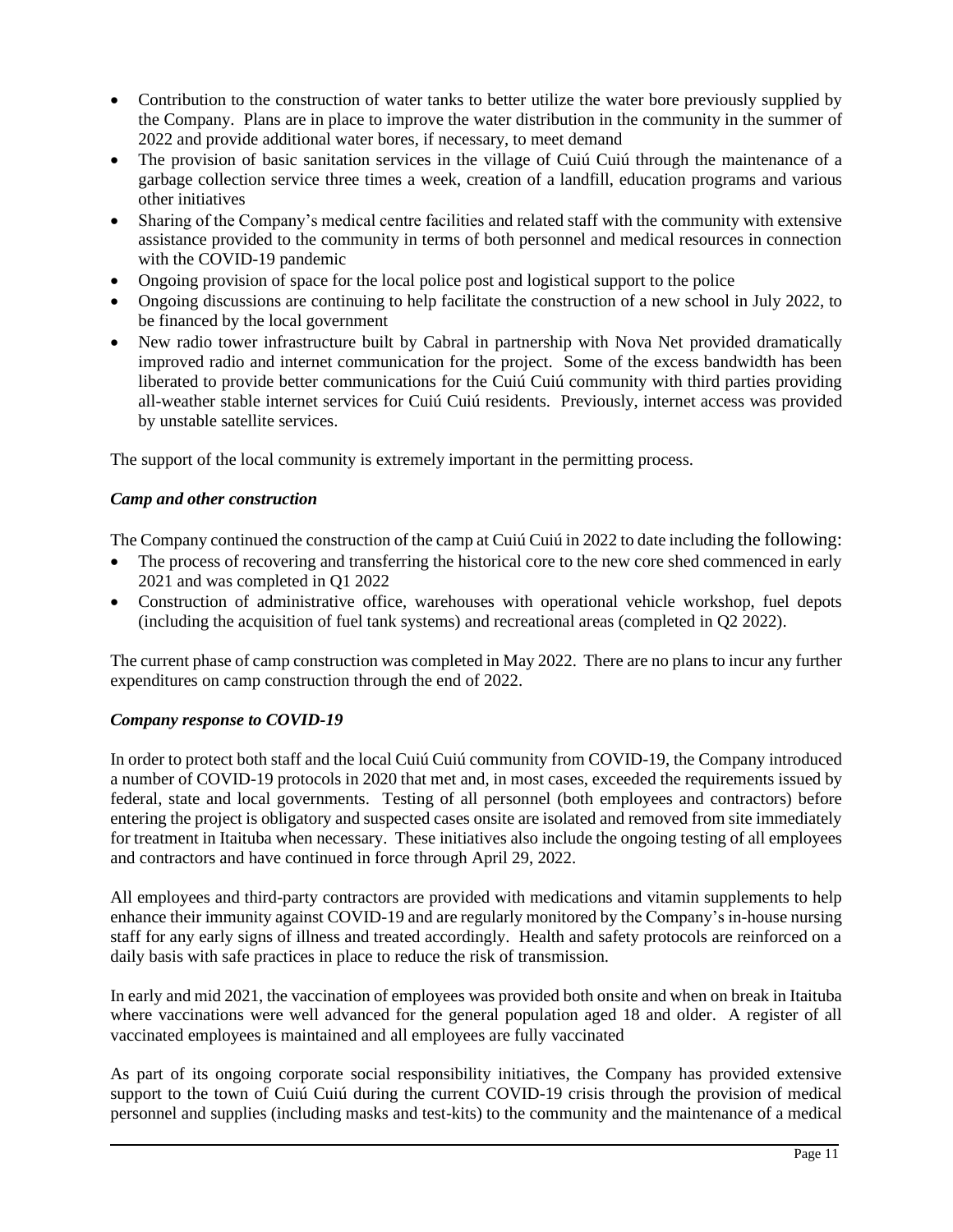- Contribution to the construction of water tanks to better utilize the water bore previously supplied by the Company. Plans are in place to improve the water distribution in the community in the summer of 2022 and provide additional water bores, if necessary, to meet demand
- The provision of basic sanitation services in the village of Cuiú Cuiú through the maintenance of a garbage collection service three times a week, creation of a landfill, education programs and various other initiatives
- Sharing of the Company's medical centre facilities and related staff with the community with extensive assistance provided to the community in terms of both personnel and medical resources in connection with the COVID-19 pandemic
- Ongoing provision of space for the local police post and logistical support to the police
- Ongoing discussions are continuing to help facilitate the construction of a new school in July 2022, to be financed by the local government
- New radio tower infrastructure built by Cabral in partnership with Nova Net provided dramatically improved radio and internet communication for the project. Some of the excess bandwidth has been liberated to provide better communications for the Cuiú Cuiú community with third parties providing all-weather stable internet services for Cuiú Cuiú residents. Previously, internet access was provided by unstable satellite services.

The support of the local community is extremely important in the permitting process.

***Camp and other construction***

The Company continued the construction of the camp at Cuiú Cuiú in 2022 to date including the following:

- The process of recovering and transferring the historical core to the new core shed commenced in early 2021 and was completed in Q1 2022
- Construction of administrative office, warehouses with operational vehicle workshop, fuel depots (including the acquisition of fuel tank systems) and recreational areas (completed in Q2 2022).

The current phase of camp construction was completed in May 2022. There are no plans to incur any further expenditures on camp construction through the end of 2022.

***Company response to COVID-19***

In order to protect both staff and the local Cuiú Cuiú community from COVID-19, the Company introduced a number of COVID-19 protocols in 2020 that met and, in most cases, exceeded the requirements issued by federal, state and local governments. Testing of all personnel (both employees and contractors) before entering the project is obligatory and suspected cases onsite are isolated and removed from site immediately for treatment in Itaituba when necessary. These initiatives also include the ongoing testing of all employees and contractors and have continued in force through April 29, 2022.

All employees and third-party contractors are provided with medications and vitamin supplements to help enhance their immunity against COVID-19 and are regularly monitored by the Company's in-house nursing staff for any early signs of illness and treated accordingly. Health and safety protocols are reinforced on a daily basis with safe practices in place to reduce the risk of transmission.

In early and mid 2021, the vaccination of employees was provided both onsite and when on break in Itaituba where vaccinations were well advanced for the general population aged 18 and older. A register of all vaccinated employees is maintained and all employees are fully vaccinated

As part of its ongoing corporate social responsibility initiatives, the Company has provided extensive support to the town of Cuiú Cuiú during the current COVID-19 crisis through the provision of medical personnel and supplies (including masks and test-kits) to the community and the maintenance of a medical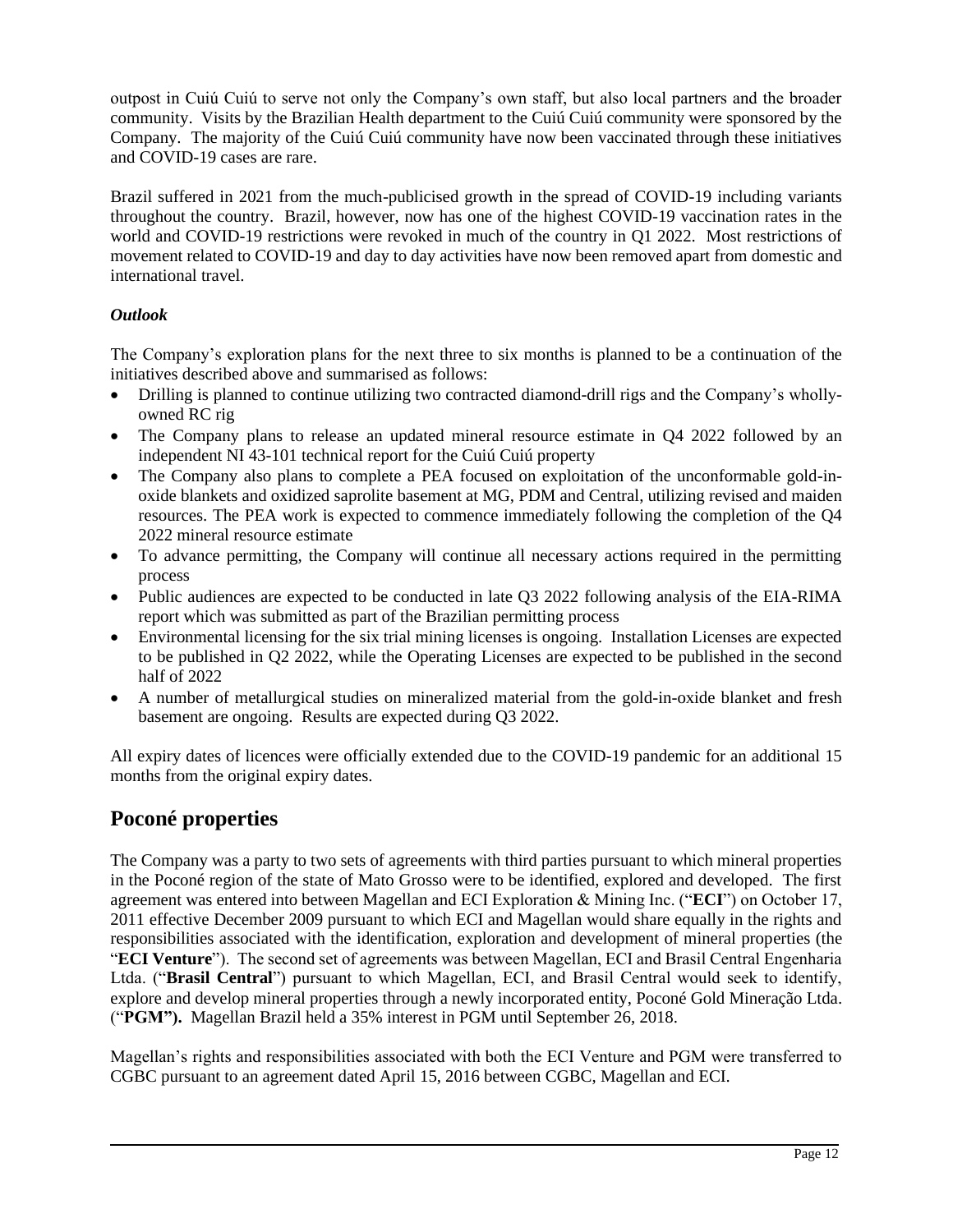outpost in Cuiú Cuiú to serve not only the Company's own staff, but also local partners and the broader community. Visits by the Brazilian Health department to the Cuiú Cuiú community were sponsored by the Company. The majority of the Cuiú Cuiú community have now been vaccinated through these initiatives and COVID-19 cases are rare.

Brazil suffered in 2021 from the much-publicised growth in the spread of COVID-19 including variants throughout the country. Brazil, however, now has one of the highest COVID-19 vaccination rates in the world and COVID-19 restrictions were revoked in much of the country in Q1 2022. Most restrictions of movement related to COVID-19 and day to day activities have now been removed apart from domestic and international travel.

***Outlook***

The Company's exploration plans for the next three to six months is planned to be a continuation of the initiatives described above and summarised as follows:

- Drilling is planned to continue utilizing two contracted diamond-drill rigs and the Company's wholly-owned RC rig
- The Company plans to release an updated mineral resource estimate in Q4 2022 followed by an independent NI 43-101 technical report for the Cuiú Cuiú property
- The Company also plans to complete a PEA focused on exploitation of the unconformable gold-in-oxide blankets and oxidized saprolite basement at MG, PDM and Central, utilizing revised and maiden resources. The PEA work is expected to commence immediately following the completion of the Q4 2022 mineral resource estimate
- To advance permitting, the Company will continue all necessary actions required in the permitting process
- Public audiences are expected to be conducted in late Q3 2022 following analysis of the EIA-RIMA report which was submitted as part of the Brazilian permitting process
- Environmental licensing for the six trial mining licenses is ongoing. Installation Licenses are expected to be published in Q2 2022, while the Operating Licenses are expected to be published in the second half of 2022
- A number of metallurgical studies on mineralized material from the gold-in-oxide blanket and fresh basement are ongoing. Results are expected during Q3 2022.

All expiry dates of licences were officially extended due to the COVID-19 pandemic for an additional 15 months from the original expiry dates.

## Poconé properties

The Company was a party to two sets of agreements with third parties pursuant to which mineral properties in the Poconé region of the state of Mato Grosso were to be identified, explored and developed. The first agreement was entered into between Magellan and ECI Exploration & Mining Inc. ("**ECI**") on October 17, 2011 effective December 2009 pursuant to which ECI and Magellan would share equally in the rights and responsibilities associated with the identification, exploration and development of mineral properties (the "**ECI Venture**"). The second set of agreements was between Magellan, ECI and Brasil Central Engenharia Ltda. ("**Brasil Central**") pursuant to which Magellan, ECI, and Brasil Central would seek to identify, explore and develop mineral properties through a newly incorporated entity, Poconé Gold Mineração Ltda. ("**PGM").** Magellan Brazil held a 35% interest in PGM until September 26, 2018.

Magellan's rights and responsibilities associated with both the ECI Venture and PGM were transferred to CGBC pursuant to an agreement dated April 15, 2016 between CGBC, Magellan and ECI.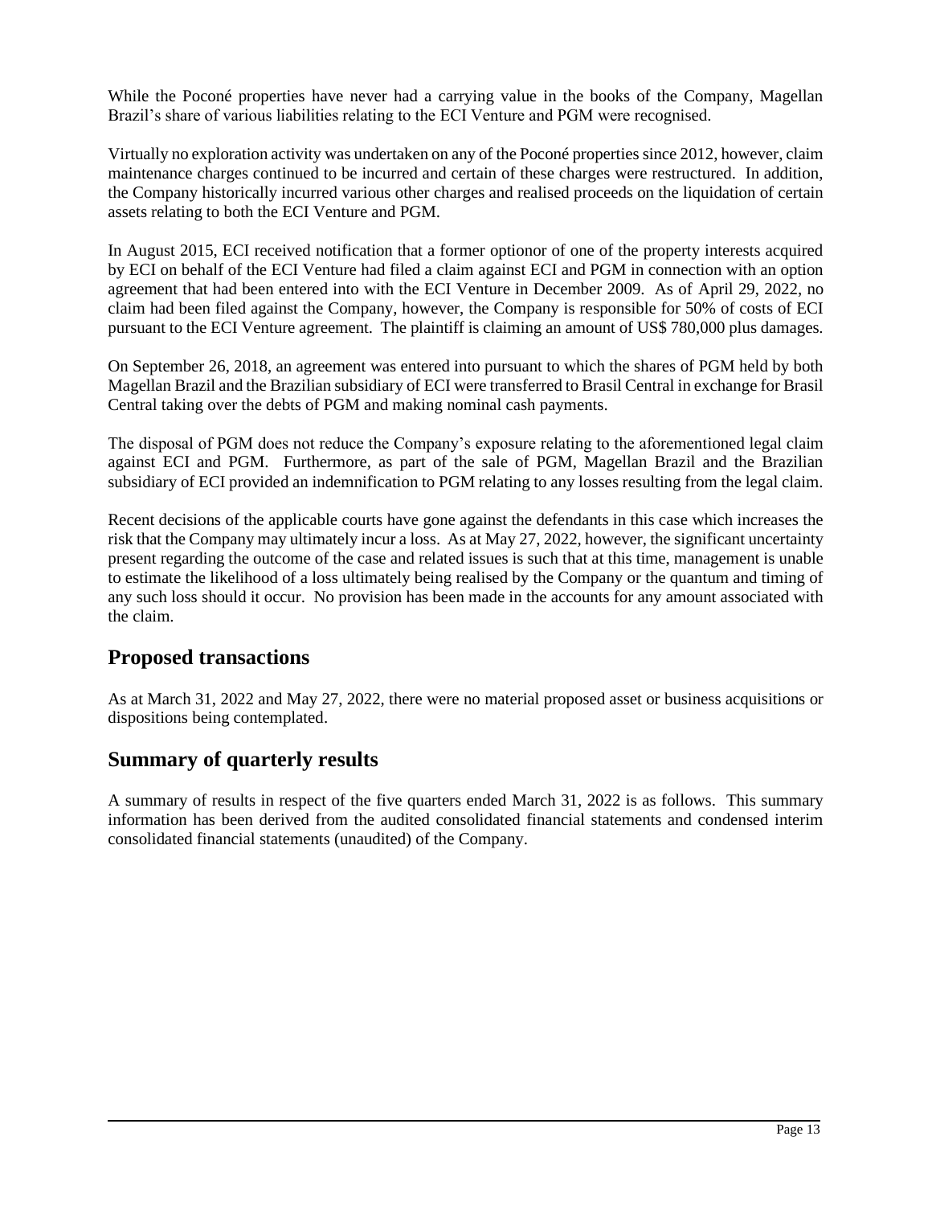While the Poconé properties have never had a carrying value in the books of the Company, Magellan Brazil's share of various liabilities relating to the ECI Venture and PGM were recognised.

Virtually no exploration activity was undertaken on any of the Poconé properties since 2012, however, claim maintenance charges continued to be incurred and certain of these charges were restructured. In addition, the Company historically incurred various other charges and realised proceeds on the liquidation of certain assets relating to both the ECI Venture and PGM.

In August 2015, ECI received notification that a former optionor of one of the property interests acquired by ECI on behalf of the ECI Venture had filed a claim against ECI and PGM in connection with an option agreement that had been entered into with the ECI Venture in December 2009. As of April 29, 2022, no claim had been filed against the Company, however, the Company is responsible for 50% of costs of ECI pursuant to the ECI Venture agreement. The plaintiff is claiming an amount of US$ 780,000 plus damages.

On September 26, 2018, an agreement was entered into pursuant to which the shares of PGM held by both Magellan Brazil and the Brazilian subsidiary of ECI were transferred to Brasil Central in exchange for Brasil Central taking over the debts of PGM and making nominal cash payments.

The disposal of PGM does not reduce the Company's exposure relating to the aforementioned legal claim against ECI and PGM. Furthermore, as part of the sale of PGM, Magellan Brazil and the Brazilian subsidiary of ECI provided an indemnification to PGM relating to any losses resulting from the legal claim.

Recent decisions of the applicable courts have gone against the defendants in this case which increases the risk that the Company may ultimately incur a loss. As at May 27, 2022, however, the significant uncertainty present regarding the outcome of the case and related issues is such that at this time, management is unable to estimate the likelihood of a loss ultimately being realised by the Company or the quantum and timing of any such loss should it occur. No provision has been made in the accounts for any amount associated with the claim.

## Proposed transactions

As at March 31, 2022 and May 27, 2022, there were no material proposed asset or business acquisitions or dispositions being contemplated.

## Summary of quarterly results

A summary of results in respect of the five quarters ended March 31, 2022 is as follows. This summary information has been derived from the audited consolidated financial statements and condensed interim consolidated financial statements (unaudited) of the Company.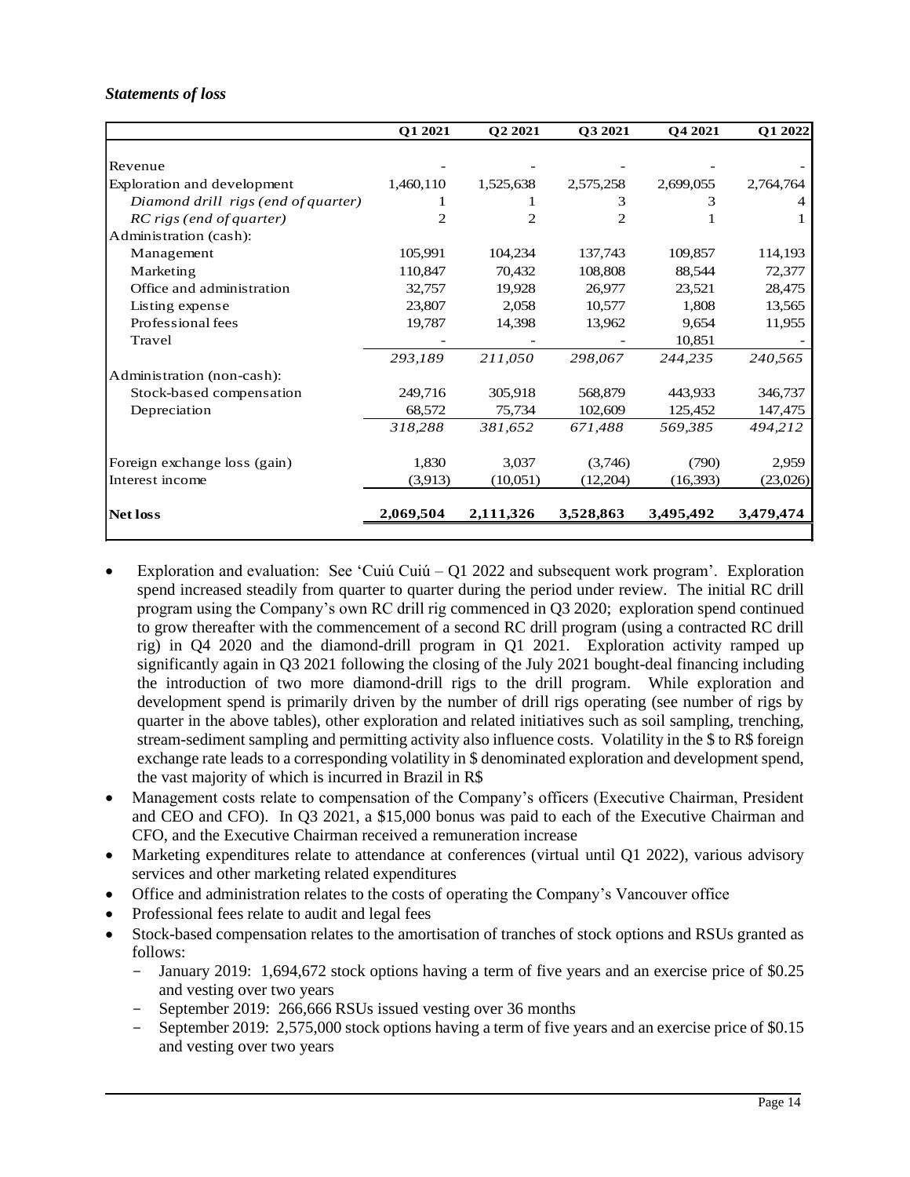***Statements of loss***

| | Q1 2021 | Q2 2021 | Q3 2021 | Q4 2021 | Q1 2022 |
|---|---|---|---|---|---|
| Revenue | - | - | - | - | - |
| Exploration and development | 1,460,110 | 1,525,638 | 2,575,258 | 2,699,055 | 2,764,764 |
| *Diamond drill rigs (end of quarter)* | 1 | 1 | 3 | 3 | 4 |
| *RC rigs (end of quarter)* | 2 | 2 | 2 | 1 | 1 |
| Administration (cash): | | | | | |
| Management | 105,991 | 104,234 | 137,743 | 109,857 | 114,193 |
| Marketing | 110,847 | 70,432 | 108,808 | 88,544 | 72,377 |
| Office and administration | 32,757 | 19,928 | 26,977 | 23,521 | 28,475 |
| Listing expense | 23,807 | 2,058 | 10,577 | 1,808 | 13,565 |
| Professional fees | 19,787 | 14,398 | 13,962 | 9,654 | 11,955 |
| Travel | - | - | - | 10,851 | - |
| | *293,189* | *211,050* | *298,067* | *244,235* | *240,565* |
| Administration (non-cash): | | | | | |
| Stock-based compensation | 249,716 | 305,918 | 568,879 | 443,933 | 346,737 |
| Depreciation | 68,572 | 75,734 | 102,609 | 125,452 | 147,475 |
| | *318,288* | *381,652* | *671,488* | *569,385* | *494,212* |
| Foreign exchange loss (gain) | 1,830 | 3,037 | (3,746) | (790) | 2,959 |
| Interest income | (3,913) | (10,051) | (12,204) | (16,393) | (23,026) |
| **Net loss** | **2,069,504** | **2,111,326** | **3,528,863** | **3,495,492** | **3,479,474** |

- Exploration and evaluation: See 'Cuiú Cuiú – Q1 2022 and subsequent work program'. Exploration spend increased steadily from quarter to quarter during the period under review. The initial RC drill program using the Company's own RC drill rig commenced in Q3 2020; exploration spend continued to grow thereafter with the commencement of a second RC drill program (using a contracted RC drill rig) in Q4 2020 and the diamond-drill program in Q1 2021. Exploration activity ramped up significantly again in Q3 2021 following the closing of the July 2021 bought-deal financing including the introduction of two more diamond-drill rigs to the drill program. While exploration and development spend is primarily driven by the number of drill rigs operating (see number of rigs by quarter in the above tables), other exploration and related initiatives such as soil sampling, trenching, stream-sediment sampling and permitting activity also influence costs. Volatility in the $ to R$ foreign exchange rate leads to a corresponding volatility in $ denominated exploration and development spend, the vast majority of which is incurred in Brazil in R$
- Management costs relate to compensation of the Company's officers (Executive Chairman, President and CEO and CFO). In Q3 2021, a $15,000 bonus was paid to each of the Executive Chairman and CFO, and the Executive Chairman received a remuneration increase
- Marketing expenditures relate to attendance at conferences (virtual until Q1 2022), various advisory services and other marketing related expenditures
- Office and administration relates to the costs of operating the Company's Vancouver office
- Professional fees relate to audit and legal fees
- Stock-based compensation relates to the amortisation of tranches of stock options and RSUs granted as follows:
  - January 2019: 1,694,672 stock options having a term of five years and an exercise price of $0.25 and vesting over two years
  - September 2019: 266,666 RSUs issued vesting over 36 months
  - September 2019: 2,575,000 stock options having a term of five years and an exercise price of $0.15 and vesting over two years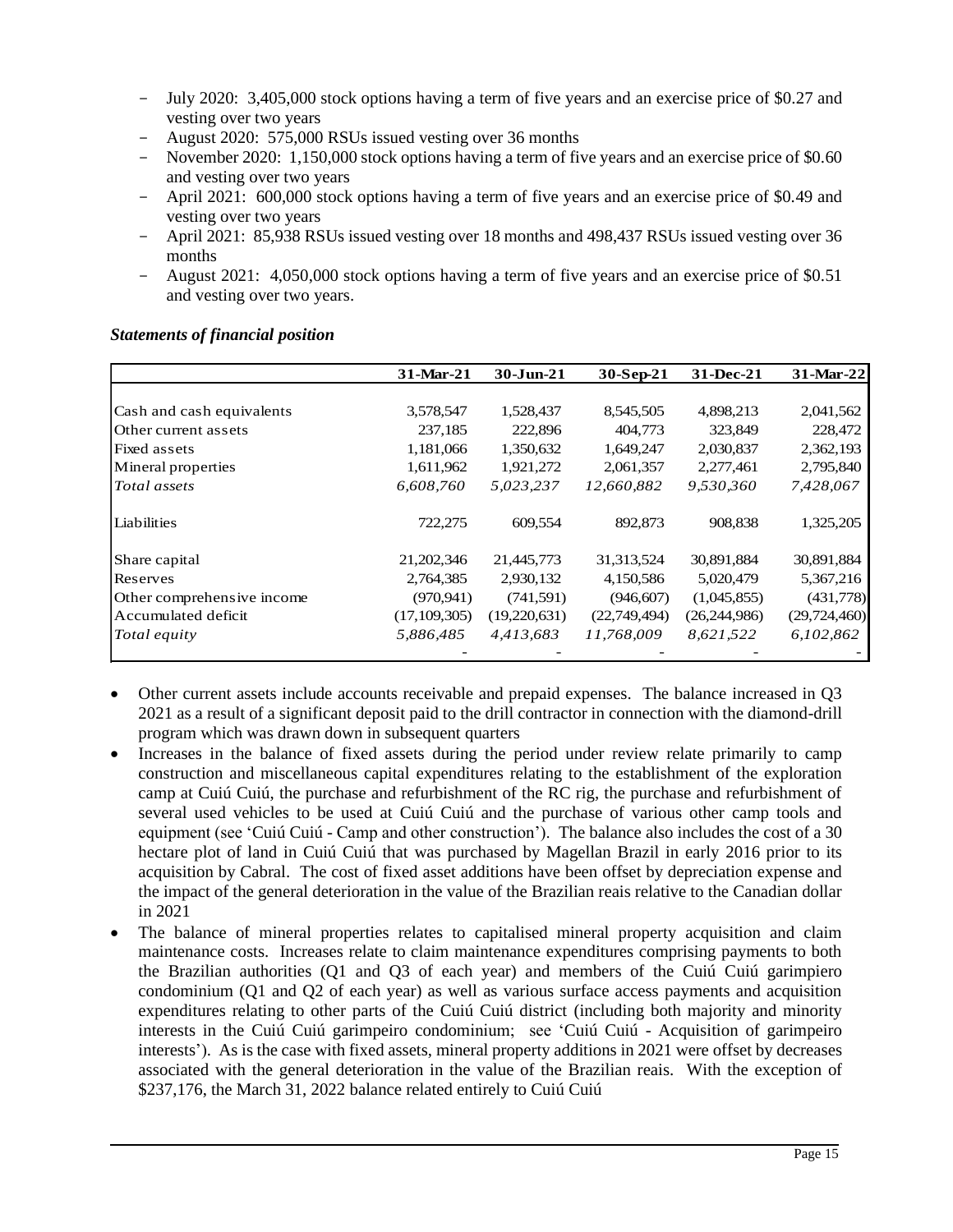- July 2020: 3,405,000 stock options having a term of five years and an exercise price of $0.27 and vesting over two years
- August 2020: 575,000 RSUs issued vesting over 36 months
- November 2020: 1,150,000 stock options having a term of five years and an exercise price of $0.60 and vesting over two years
- April 2021: 600,000 stock options having a term of five years and an exercise price of $0.49 and vesting over two years
- April 2021: 85,938 RSUs issued vesting over 18 months and 498,437 RSUs issued vesting over 36 months
- August 2021: 4,050,000 stock options having a term of five years and an exercise price of $0.51 and vesting over two years.

***Statements of financial position***

| | 31-Mar-21 | 30-Jun-21 | 30-Sep-21 | 31-Dec-21 | 31-Mar-22 |
|---|---|---|---|---|---|
| Cash and cash equivalents | 3,578,547 | 1,528,437 | 8,545,505 | 4,898,213 | 2,041,562 |
| Other current assets | 237,185 | 222,896 | 404,773 | 323,849 | 228,472 |
| Fixed assets | 1,181,066 | 1,350,632 | 1,649,247 | 2,030,837 | 2,362,193 |
| Mineral properties | 1,611,962 | 1,921,272 | 2,061,357 | 2,277,461 | 2,795,840 |
| *Total assets* | *6,608,760* | *5,023,237* | *12,660,882* | *9,530,360* | *7,428,067* |
| Liabilities | 722,275 | 609,554 | 892,873 | 908,838 | 1,325,205 |
| Share capital | 21,202,346 | 21,445,773 | 31,313,524 | 30,891,884 | 30,891,884 |
| Reserves | 2,764,385 | 2,930,132 | 4,150,586 | 5,020,479 | 5,367,216 |
| Other comprehensive income | (970,941) | (741,591) | (946,607) | (1,045,855) | (431,778) |
| Accumulated deficit | (17,109,305) | (19,220,631) | (22,749,494) | (26,244,986) | (29,724,460) |
| *Total equity* | *5,886,485* | *4,413,683* | *11,768,009* | *8,621,522* | *6,102,862* |
| | - | - | - | - | - |

- Other current assets include accounts receivable and prepaid expenses. The balance increased in Q3 2021 as a result of a significant deposit paid to the drill contractor in connection with the diamond-drill program which was drawn down in subsequent quarters
- Increases in the balance of fixed assets during the period under review relate primarily to camp construction and miscellaneous capital expenditures relating to the establishment of the exploration camp at Cuiú Cuiú, the purchase and refurbishment of the RC rig, the purchase and refurbishment of several used vehicles to be used at Cuiú Cuiú and the purchase of various other camp tools and equipment (see 'Cuiú Cuiú - Camp and other construction'). The balance also includes the cost of a 30 hectare plot of land in Cuiú Cuiú that was purchased by Magellan Brazil in early 2016 prior to its acquisition by Cabral. The cost of fixed asset additions have been offset by depreciation expense and the impact of the general deterioration in the value of the Brazilian reais relative to the Canadian dollar in 2021
- The balance of mineral properties relates to capitalised mineral property acquisition and claim maintenance costs. Increases relate to claim maintenance expenditures comprising payments to both the Brazilian authorities (Q1 and Q3 of each year) and members of the Cuiú Cuiú garimpiero condominium (Q1 and Q2 of each year) as well as various surface access payments and acquisition expenditures relating to other parts of the Cuiú Cuiú district (including both majority and minority interests in the Cuiú Cuiú garimpeiro condominium; see 'Cuiú Cuiú - Acquisition of garimpeiro interests'). As is the case with fixed assets, mineral property additions in 2021 were offset by decreases associated with the general deterioration in the value of the Brazilian reais. With the exception of $237,176, the March 31, 2022 balance related entirely to Cuiú Cuiú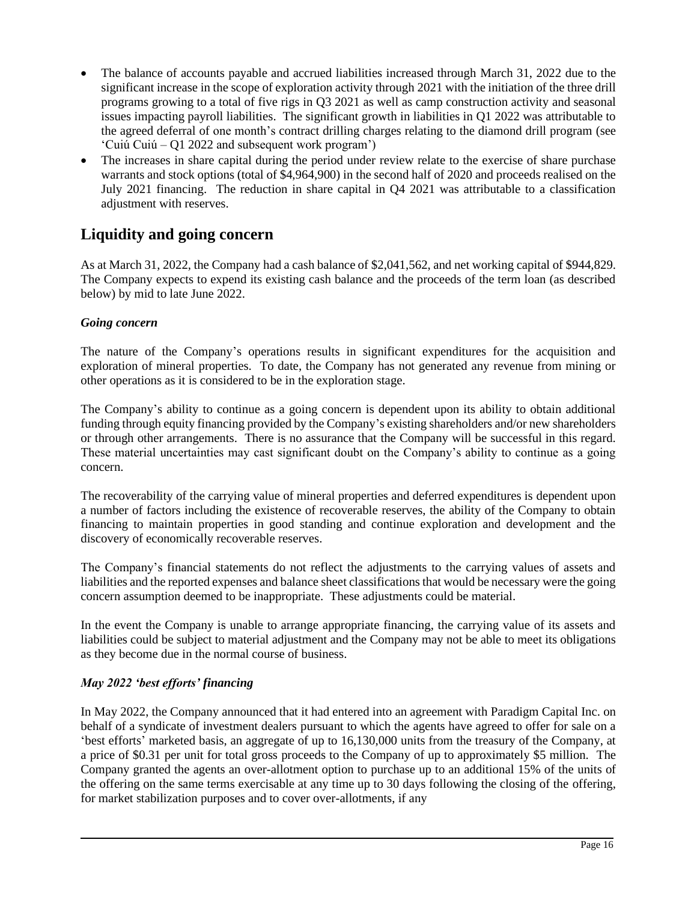- The balance of accounts payable and accrued liabilities increased through March 31, 2022 due to the significant increase in the scope of exploration activity through 2021 with the initiation of the three drill programs growing to a total of five rigs in Q3 2021 as well as camp construction activity and seasonal issues impacting payroll liabilities. The significant growth in liabilities in Q1 2022 was attributable to the agreed deferral of one month's contract drilling charges relating to the diamond drill program (see 'Cuiú Cuiú – Q1 2022 and subsequent work program')
- The increases in share capital during the period under review relate to the exercise of share purchase warrants and stock options (total of $4,964,900) in the second half of 2020 and proceeds realised on the July 2021 financing. The reduction in share capital in Q4 2021 was attributable to a classification adjustment with reserves.

## Liquidity and going concern

As at March 31, 2022, the Company had a cash balance of $2,041,562, and net working capital of $944,829. The Company expects to expend its existing cash balance and the proceeds of the term loan (as described below) by mid to late June 2022.

### *Going concern*

The nature of the Company's operations results in significant expenditures for the acquisition and exploration of mineral properties. To date, the Company has not generated any revenue from mining or other operations as it is considered to be in the exploration stage.

The Company's ability to continue as a going concern is dependent upon its ability to obtain additional funding through equity financing provided by the Company's existing shareholders and/or new shareholders or through other arrangements. There is no assurance that the Company will be successful in this regard. These material uncertainties may cast significant doubt on the Company's ability to continue as a going concern.

The recoverability of the carrying value of mineral properties and deferred expenditures is dependent upon a number of factors including the existence of recoverable reserves, the ability of the Company to obtain financing to maintain properties in good standing and continue exploration and development and the discovery of economically recoverable reserves.

The Company's financial statements do not reflect the adjustments to the carrying values of assets and liabilities and the reported expenses and balance sheet classifications that would be necessary were the going concern assumption deemed to be inappropriate. These adjustments could be material.

In the event the Company is unable to arrange appropriate financing, the carrying value of its assets and liabilities could be subject to material adjustment and the Company may not be able to meet its obligations as they become due in the normal course of business.

### *May 2022 'best efforts' financing*

In May 2022, the Company announced that it had entered into an agreement with Paradigm Capital Inc. on behalf of a syndicate of investment dealers pursuant to which the agents have agreed to offer for sale on a 'best efforts' marketed basis, an aggregate of up to 16,130,000 units from the treasury of the Company, at a price of $0.31 per unit for total gross proceeds to the Company of up to approximately $5 million. The Company granted the agents an over-allotment option to purchase up to an additional 15% of the units of the offering on the same terms exercisable at any time up to 30 days following the closing of the offering, for market stabilization purposes and to cover over-allotments, if any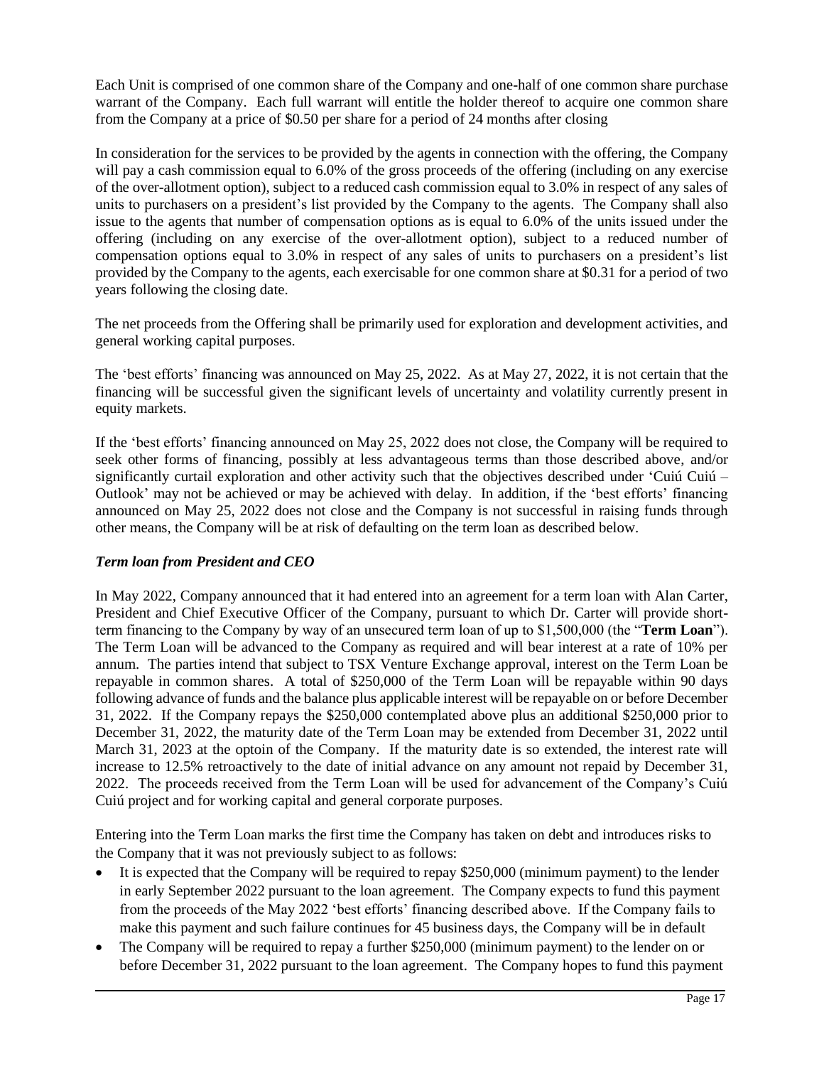Each Unit is comprised of one common share of the Company and one-half of one common share purchase warrant of the Company. Each full warrant will entitle the holder thereof to acquire one common share from the Company at a price of $0.50 per share for a period of 24 months after closing

In consideration for the services to be provided by the agents in connection with the offering, the Company will pay a cash commission equal to 6.0% of the gross proceeds of the offering (including on any exercise of the over-allotment option), subject to a reduced cash commission equal to 3.0% in respect of any sales of units to purchasers on a president's list provided by the Company to the agents. The Company shall also issue to the agents that number of compensation options as is equal to 6.0% of the units issued under the offering (including on any exercise of the over-allotment option), subject to a reduced number of compensation options equal to 3.0% in respect of any sales of units to purchasers on a president's list provided by the Company to the agents, each exercisable for one common share at $0.31 for a period of two years following the closing date.

The net proceeds from the Offering shall be primarily used for exploration and development activities, and general working capital purposes.

The 'best efforts' financing was announced on May 25, 2022. As at May 27, 2022, it is not certain that the financing will be successful given the significant levels of uncertainty and volatility currently present in equity markets.

If the 'best efforts' financing announced on May 25, 2022 does not close, the Company will be required to seek other forms of financing, possibly at less advantageous terms than those described above, and/or significantly curtail exploration and other activity such that the objectives described under 'Cuiú Cuiú – Outlook' may not be achieved or may be achieved with delay. In addition, if the 'best efforts' financing announced on May 25, 2022 does not close and the Company is not successful in raising funds through other means, the Company will be at risk of defaulting on the term loan as described below.

***Term loan from President and CEO***

In May 2022, Company announced that it had entered into an agreement for a term loan with Alan Carter, President and Chief Executive Officer of the Company, pursuant to which Dr. Carter will provide short-term financing to the Company by way of an unsecured term loan of up to $1,500,000 (the "**Term Loan**"). The Term Loan will be advanced to the Company as required and will bear interest at a rate of 10% per annum. The parties intend that subject to TSX Venture Exchange approval, interest on the Term Loan be repayable in common shares. A total of $250,000 of the Term Loan will be repayable within 90 days following advance of funds and the balance plus applicable interest will be repayable on or before December 31, 2022. If the Company repays the $250,000 contemplated above plus an additional $250,000 prior to December 31, 2022, the maturity date of the Term Loan may be extended from December 31, 2022 until March 31, 2023 at the optoin of the Company. If the maturity date is so extended, the interest rate will increase to 12.5% retroactively to the date of initial advance on any amount not repaid by December 31, 2022. The proceeds received from the Term Loan will be used for advancement of the Company's Cuiú Cuiú project and for working capital and general corporate purposes.

Entering into the Term Loan marks the first time the Company has taken on debt and introduces risks to the Company that it was not previously subject to as follows:

- It is expected that the Company will be required to repay $250,000 (minimum payment) to the lender in early September 2022 pursuant to the loan agreement. The Company expects to fund this payment from the proceeds of the May 2022 'best efforts' financing described above. If the Company fails to make this payment and such failure continues for 45 business days, the Company will be in default
- The Company will be required to repay a further $250,000 (minimum payment) to the lender on or before December 31, 2022 pursuant to the loan agreement. The Company hopes to fund this payment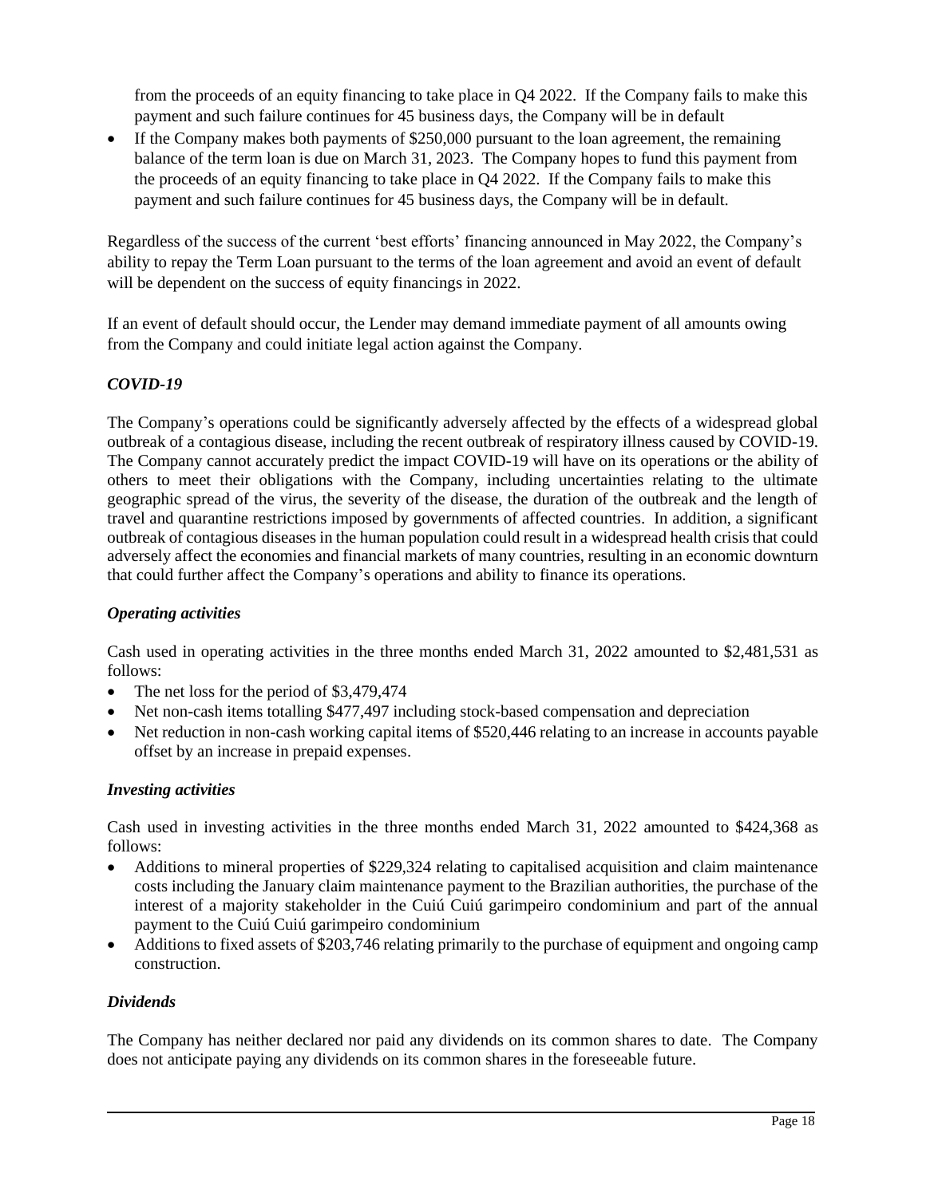from the proceeds of an equity financing to take place in Q4 2022. If the Company fails to make this payment and such failure continues for 45 business days, the Company will be in default

- If the Company makes both payments of $250,000 pursuant to the loan agreement, the remaining balance of the term loan is due on March 31, 2023. The Company hopes to fund this payment from the proceeds of an equity financing to take place in Q4 2022. If the Company fails to make this payment and such failure continues for 45 business days, the Company will be in default.

Regardless of the success of the current 'best efforts' financing announced in May 2022, the Company's ability to repay the Term Loan pursuant to the terms of the loan agreement and avoid an event of default will be dependent on the success of equity financings in 2022.

If an event of default should occur, the Lender may demand immediate payment of all amounts owing from the Company and could initiate legal action against the Company.

### *COVID-19*

The Company's operations could be significantly adversely affected by the effects of a widespread global outbreak of a contagious disease, including the recent outbreak of respiratory illness caused by COVID-19. The Company cannot accurately predict the impact COVID-19 will have on its operations or the ability of others to meet their obligations with the Company, including uncertainties relating to the ultimate geographic spread of the virus, the severity of the disease, the duration of the outbreak and the length of travel and quarantine restrictions imposed by governments of affected countries. In addition, a significant outbreak of contagious diseases in the human population could result in a widespread health crisis that could adversely affect the economies and financial markets of many countries, resulting in an economic downturn that could further affect the Company's operations and ability to finance its operations.

### *Operating activities*

Cash used in operating activities in the three months ended March 31, 2022 amounted to $2,481,531 as follows:

- The net loss for the period of $3,479,474
- Net non-cash items totalling $477,497 including stock-based compensation and depreciation
- Net reduction in non-cash working capital items of $520,446 relating to an increase in accounts payable offset by an increase in prepaid expenses.

### *Investing activities*

Cash used in investing activities in the three months ended March 31, 2022 amounted to $424,368 as follows:

- Additions to mineral properties of $229,324 relating to capitalised acquisition and claim maintenance costs including the January claim maintenance payment to the Brazilian authorities, the purchase of the interest of a majority stakeholder in the Cuiú Cuiú garimpeiro condominium and part of the annual payment to the Cuiú Cuiú garimpeiro condominium
- Additions to fixed assets of $203,746 relating primarily to the purchase of equipment and ongoing camp construction.

### *Dividends*

The Company has neither declared nor paid any dividends on its common shares to date. The Company does not anticipate paying any dividends on its common shares in the foreseeable future.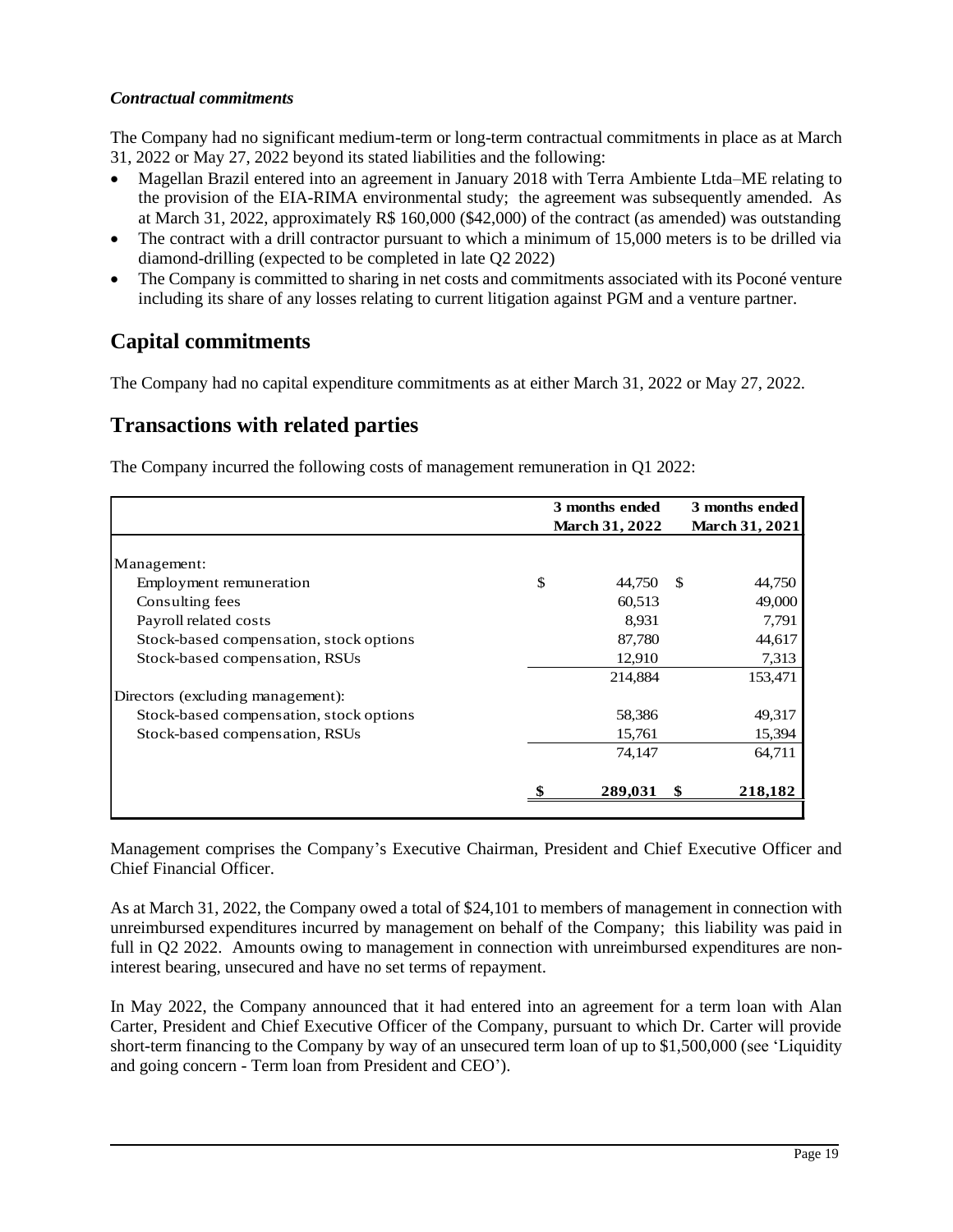### *Contractual commitments*

The Company had no significant medium-term or long-term contractual commitments in place as at March 31, 2022 or May 27, 2022 beyond its stated liabilities and the following:

- Magellan Brazil entered into an agreement in January 2018 with Terra Ambiente Ltda–ME relating to the provision of the EIA-RIMA environmental study; the agreement was subsequently amended. As at March 31, 2022, approximately R$ 160,000 ($42,000) of the contract (as amended) was outstanding
- The contract with a drill contractor pursuant to which a minimum of 15,000 meters is to be drilled via diamond-drilling (expected to be completed in late Q2 2022)
- The Company is committed to sharing in net costs and commitments associated with its Poconé venture including its share of any losses relating to current litigation against PGM and a venture partner.

## Capital commitments

The Company had no capital expenditure commitments as at either March 31, 2022 or May 27, 2022.

## Transactions with related parties

The Company incurred the following costs of management remuneration in Q1 2022:

| | 3 months ended March 31, 2022 | 3 months ended March 31, 2021 |
|---|---|---|
| Management: | | |
| Employment remuneration | $ 44,750 | $ 44,750 |
| Consulting fees | 60,513 | 49,000 |
| Payroll related costs | 8,931 | 7,791 |
| Stock-based compensation, stock options | 87,780 | 44,617 |
| Stock-based compensation, RSUs | 12,910 | 7,313 |
| | 214,884 | 153,471 |
| Directors (excluding management): | | |
| Stock-based compensation, stock options | 58,386 | 49,317 |
| Stock-based compensation, RSUs | 15,761 | 15,394 |
| | 74,147 | 64,711 |
| | **$ 289,031** | **$ 218,182** |

Management comprises the Company's Executive Chairman, President and Chief Executive Officer and Chief Financial Officer.

As at March 31, 2022, the Company owed a total of $24,101 to members of management in connection with unreimbursed expenditures incurred by management on behalf of the Company; this liability was paid in full in Q2 2022. Amounts owing to management in connection with unreimbursed expenditures are non-interest bearing, unsecured and have no set terms of repayment.

In May 2022, the Company announced that it had entered into an agreement for a term loan with Alan Carter, President and Chief Executive Officer of the Company, pursuant to which Dr. Carter will provide short-term financing to the Company by way of an unsecured term loan of up to $1,500,000 (see 'Liquidity and going concern - Term loan from President and CEO').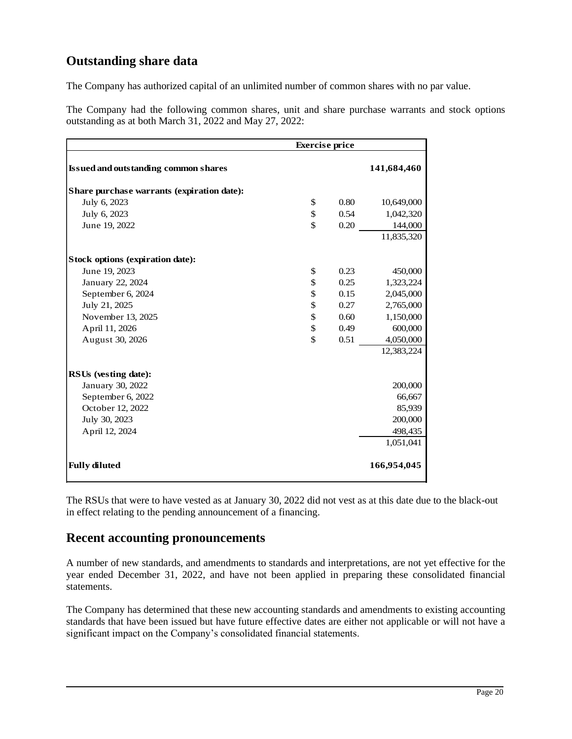## Outstanding share data

The Company has authorized capital of an unlimited number of common shares with no par value.

The Company had the following common shares, unit and share purchase warrants and stock options outstanding as at both March 31, 2022 and May 27, 2022:

| | Exercise price | |
|---|---|---|
| **Issued and outstanding common shares** | | **141,684,460** |
| **Share purchase warrants (expiration date):** | | |
| July 6, 2023 | $ 0.80 | 10,649,000 |
| July 6, 2023 | $ 0.54 | 1,042,320 |
| June 19, 2022 | $ 0.20 | 144,000 |
| | | 11,835,320 |
| **Stock options (expiration date):** | | |
| June 19, 2023 | $ 0.23 | 450,000 |
| January 22, 2024 | $ 0.25 | 1,323,224 |
| September 6, 2024 | $ 0.15 | 2,045,000 |
| July 21, 2025 | $ 0.27 | 2,765,000 |
| November 13, 2025 | $ 0.60 | 1,150,000 |
| April 11, 2026 | $ 0.49 | 600,000 |
| August 30, 2026 | $ 0.51 | 4,050,000 |
| | | 12,383,224 |
| **RSUs (vesting date):** | | |
| January 30, 2022 | | 200,000 |
| September 6, 2022 | | 66,667 |
| October 12, 2022 | | 85,939 |
| July 30, 2023 | | 200,000 |
| April 12, 2024 | | 498,435 |
| | | 1,051,041 |
| **Fully diluted** | | **166,954,045** |

The RSUs that were to have vested as at January 30, 2022 did not vest as at this date due to the black-out in effect relating to the pending announcement of a financing.

## Recent accounting pronouncements

A number of new standards, and amendments to standards and interpretations, are not yet effective for the year ended December 31, 2022, and have not been applied in preparing these consolidated financial statements.

The Company has determined that these new accounting standards and amendments to existing accounting standards that have been issued but have future effective dates are either not applicable or will not have a significant impact on the Company's consolidated financial statements.